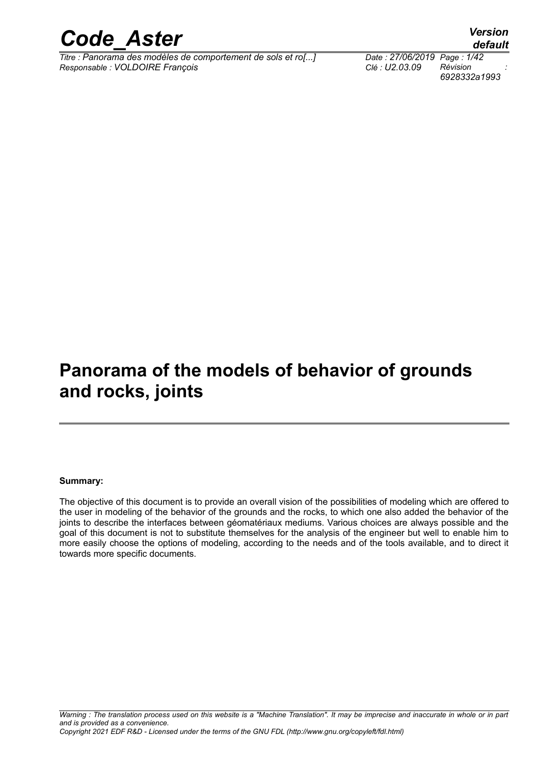# Panorama of the models of behavior of grounds and rocks, joints

**Summary:**

The objective of this document is to provide an overall vision of the possibilities of modeling which are offered to the user in modeling of the behavior of the grounds and the rocks, to which one also added the behavior of the joints to describe the interfaces between géomatériaux mediums. Various choices are always possible and the goal of this document is not to substitute themselves for the analysis of the engineer but well to enable him to more easily choose the options of modeling, according to the needs and of the tools available, and to direct it towards more specific documents.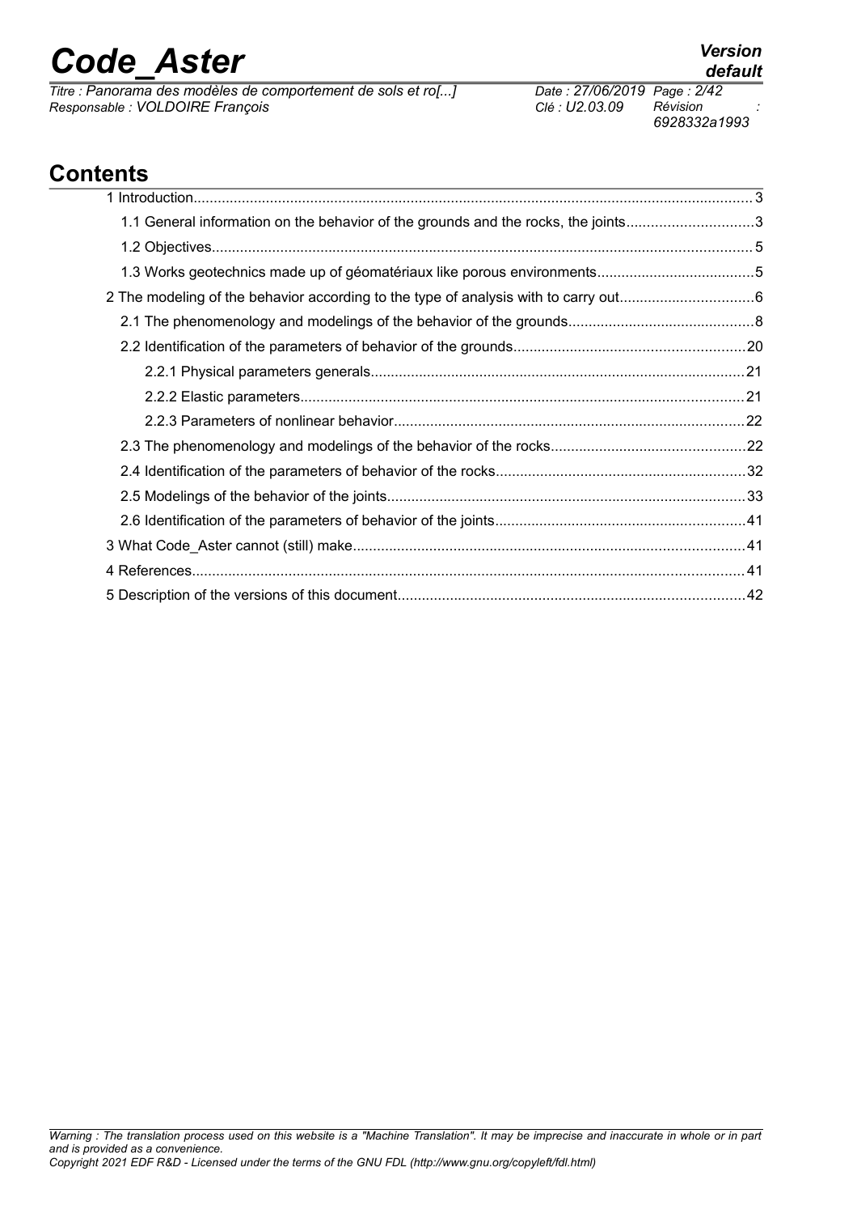## Contents

1 Introduction...3

1.1 General information on the behavior of the grounds and the rocks, the joints...3

1.2 Objectives...5

1.3 Works geotechnics made up of géomatériaux like porous environments...5

2 The modeling of the behavior according to the type of analysis with to carry out...6

2.1 The phenomenology and modelings of the behavior of the grounds...8

2.2 Identification of the parameters of behavior of the grounds...20

2.2.1 Physical parameters generals...21

2.2.2 Elastic parameters...21

2.2.3 Parameters of nonlinear behavior...22

2.3 The phenomenology and modelings of the behavior of the rocks...22

2.4 Identification of the parameters of behavior of the rocks...32

2.5 Modelings of the behavior of the joints...33

2.6 Identification of the parameters of behavior of the joints...41

3 What Code_Aster cannot (still) make...41

4 References...41

5 Description of the versions of this document...42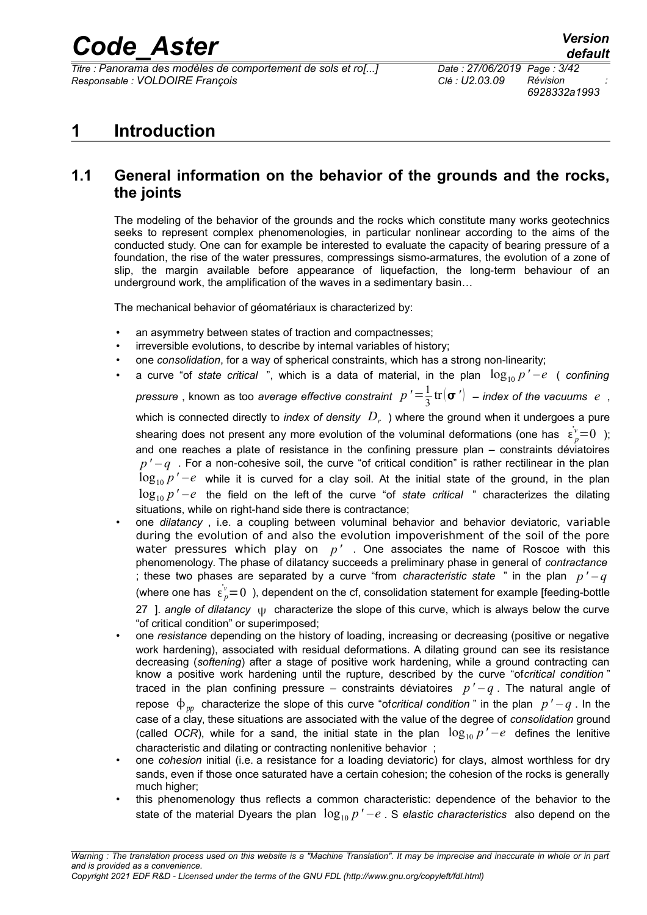# 1 Introduction

## 1.1 General information on the behavior of the grounds and the rocks, the joints

The modeling of the behavior of the grounds and the rocks which constitute many works geotechnics seeks to represent complex phenomenologies, in particular nonlinear according to the aims of the conducted study. One can for example be interested to evaluate the capacity of bearing pressure of a foundation, the rise of the water pressures, compressings sismo-armatures, the evolution of a zone of slip, the margin available before appearance of liquefaction, the long-term behaviour of an underground work, the amplification of the waves in a sedimentary basin…

The mechanical behavior of géomatériaux is characterized by:

- an asymmetry between states of traction and compactnesses;
- irreversible evolutions, to describe by internal variables of history;
- one *consolidation*, for a way of spherical constraints, which has a strong non-linearity;
- a curve "of *state critical* ", which is a data of material, in the plan $\log_{10} p' - e$ ( *confining pressure* , known as too *average effective constraint* $p' = \frac{1}{3}\text{tr}(\boldsymbol{\sigma}')$ – *index of the vacuums* $e$ , which is connected directly to *index of density* $D_r$ ) where the ground when it undergoes a pure shearing does not present any more evolution of the voluminal deformations (one has $\dot{\varepsilon}_p^v = 0$ ); and one reaches a plate of resistance in the confining pressure plan – constraints déviatoires $p' - q$ . For a non-cohesive soil, the curve "of critical condition" is rather rectilinear in the plan $\log_{10} p' - e$ while it is curved for a clay soil. At the initial state of the ground, in the plan $\log_{10} p' - e$ the field on the left of the curve "of *state critical* " characterizes the dilating situations, while on right-hand side there is contractance;
- one *dilatancy* , i.e. a coupling between voluminal behavior and behavior deviatoric, variable during the evolution of and also the evolution impoverishment of the soil of the pore water pressures which play on $p'$ . One associates the name of Roscoe with this phenomenology. The phase of dilatancy succeeds a preliminary phase in general of *contractance* ; these two phases are separated by a curve "from *characteristic state* " in the plan $p' - q$ (where one has $\dot{\varepsilon}_p^v = 0$ ), dependent on the cf, consolidation statement for example [feeding-bottle 27 ]. *angle of dilatancy* $\psi$ characterize the slope of this curve, which is always below the curve "of critical condition" or superimposed;
- one *resistance* depending on the history of loading, increasing or decreasing (positive or negative work hardening), associated with residual deformations. A dilating ground can see its resistance decreasing (*softening*) after a stage of positive work hardening, while a ground contracting can know a positive work hardening until the rupture, described by the curve "of*critical condition* " traced in the plan confining pressure – constraints déviatoires $p' - q$ . The natural angle of repose $\phi_{pp}$ characterize the slope of this curve "of*critical condition* " in the plan $p' - q$ . In the case of a clay, these situations are associated with the value of the degree of *consolidation* ground (called *OCR*), while for a sand, the initial state in the plan $\log_{10} p' - e$ defines the lenitive characteristic and dilating or contracting nonlenitive behavior ;
- one *cohesion* initial (i.e. a resistance for a loading deviatoric) for clays, almost worthless for dry sands, even if those once saturated have a certain cohesion; the cohesion of the rocks is generally much higher;
- this phenomenology thus reflects a common characteristic: dependence of the behavior to the state of the material Dyears the plan $\log_{10} p' - e$ . S *elastic characteristics* also depend on the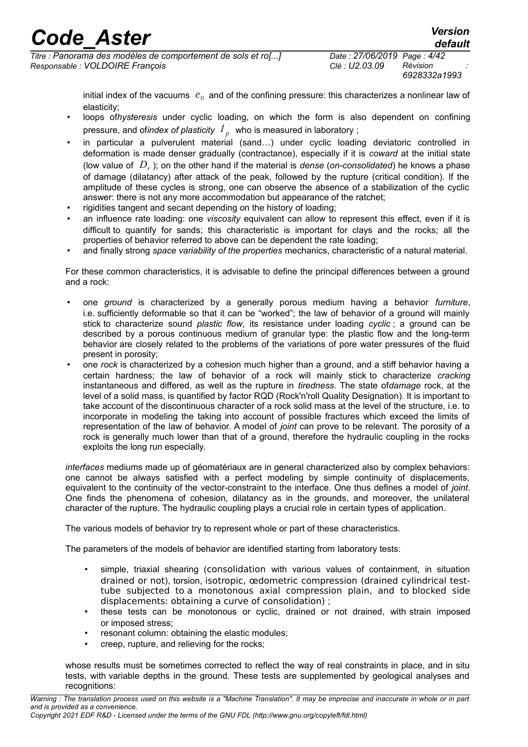initial index of the vacuums $e_0$ and of the confining pressure: this characterizes a nonlinear law of elasticity;

- loops of*hysteresis* under cyclic loading, on which the form is also dependent on confining pressure, and of*index of plasticity* $I_p$ who is measured in laboratory ;
- in particular a pulverulent material (sand…) under cyclic loading deviatoric controlled in deformation is made denser gradually (contractance), especially if it is *coward* at the initial state (low value of $D_r$ ); on the other hand if the material is *dense* (*on-consolidated*) he knows a phase of damage (dilatancy) after attack of the peak, followed by the rupture (critical condition). If the amplitude of these cycles is strong, one can observe the absence of a stabilization of the cyclic answer: there is not any more accommodation but appearance of the ratchet;
- rigidities tangent and secant depending on the history of loading;
- an influence rate loading: one *viscosity* equivalent can allow to represent this effect, even if it is difficult to quantify for sands; this characteristic is important for clays and the rocks; all the properties of behavior referred to above can be dependent the rate loading;
- and finally strong *space variability of the properties* mechanics, characteristic of a natural material.

For these common characteristics, it is advisable to define the principal differences between a ground and a rock:

- one *ground* is characterized by a generally porous medium having a behavior *furniture*, i.e. sufficiently deformable so that it can be "worked"; the law of behavior of a ground will mainly stick to characterize sound *plastic flow*, its resistance under loading *cyclic* ; a ground can be described by a porous continuous medium of granular type: the plastic flow and the long-term behavior are closely related to the problems of the variations of pore water pressures of the fluid present in porosity;
- one *rock* is characterized by a cohesion much higher than a ground, and a stiff behavior having a certain hardness; the law of behavior of a rock will mainly stick to characterize *cracking* instantaneous and differed, as well as the rupture in *tiredness*. The state of*damage* rock, at the level of a solid mass, is quantified by factor RQD (Rock'n'roll Quality Designation). It is important to take account of the discontinuous character of a rock solid mass at the level of the structure, i.e. to incorporate in modeling the taking into account of possible fractures which exceed the limits of representation of the law of behavior. A model of *joint* can prove to be relevant. The porosity of a rock is generally much lower than that of a ground, therefore the hydraulic coupling in the rocks exploits the long run especially.

*interfaces* mediums made up of géomatériaux are in general characterized also by complex behaviors: one cannot be always satisfied with a perfect modeling by simple continuity of displacements, equivalent to the continuity of the vector-constraint to the interface. One thus defines a model of *joint*. One finds the phenomena of cohesion, dilatancy as in the grounds, and moreover, the unilateral character of the rupture. The hydraulic coupling plays a crucial role in certain types of application.

The various models of behavior try to represent whole or part of these characteristics.

The parameters of the models of behavior are identified starting from laboratory tests:

- simple, triaxial shearing (consolidation with various values of containment, in situation drained or not), torsion, isotropic, œdometric compression (drained cylindrical test-tube subjected to a monotonous axial compression plain, and to blocked side displacements: obtaining a curve of consolidation) ;
- these tests can be monotonous or cyclic, drained or not drained, with strain imposed or imposed stress;
- resonant column: obtaining the elastic modules;
- creep, rupture, and relieving for the rocks;

whose results must be sometimes corrected to reflect the way of real constraints in place, and in situ tests, with variable depths in the ground. These tests are supplemented by geological analyses and recognitions: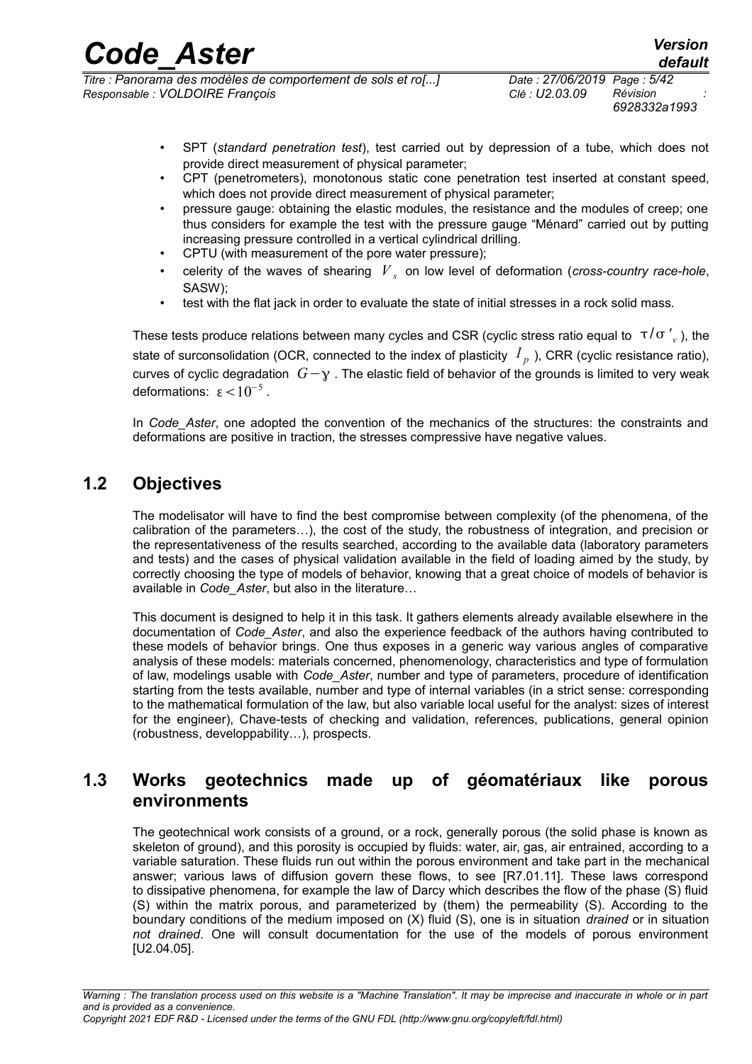- SPT (*standard penetration test*), test carried out by depression of a tube, which does not provide direct measurement of physical parameter;
- CPT (penetrometers), monotonous static cone penetration test inserted at constant speed, which does not provide direct measurement of physical parameter;
- pressure gauge: obtaining the elastic modules, the resistance and the modules of creep; one thus considers for example the test with the pressure gauge "Ménard" carried out by putting increasing pressure controlled in a vertical cylindrical drilling.
- CPTU (with measurement of the pore water pressure);
- celerity of the waves of shearing $V_s$ on low level of deformation (*cross-country race-hole*, SASW);
- test with the flat jack in order to evaluate the state of initial stresses in a rock solid mass.

These tests produce relations between many cycles and CSR (cyclic stress ratio equal to $\tau/\sigma'_v$), the state of surconsolidation (OCR, connected to the index of plasticity $I_p$), CRR (cyclic resistance ratio), curves of cyclic degradation $G-\gamma$. The elastic field of behavior of the grounds is limited to very weak deformations: $\varepsilon<10^{-5}$.

In *Code_Aster*, one adopted the convention of the mechanics of the structures: the constraints and deformations are positive in traction, the stresses compressive have negative values.

## 1.2 Objectives

The modelisator will have to find the best compromise between complexity (of the phenomena, of the calibration of the parameters…), the cost of the study, the robustness of integration, and precision or the representativeness of the results searched, according to the available data (laboratory parameters and tests) and the cases of physical validation available in the field of loading aimed by the study, by correctly choosing the type of models of behavior, knowing that a great choice of models of behavior is available in *Code_Aster*, but also in the literature…

This document is designed to help it in this task. It gathers elements already available elsewhere in the documentation of *Code_Aster*, and also the experience feedback of the authors having contributed to these models of behavior brings. One thus exposes in a generic way various angles of comparative analysis of these models: materials concerned, phenomenology, characteristics and type of formulation of law, modelings usable with *Code_Aster*, number and type of parameters, procedure of identification starting from the tests available, number and type of internal variables (in a strict sense: corresponding to the mathematical formulation of the law, but also variable local useful for the analyst: sizes of interest for the engineer), Chave-tests of checking and validation, references, publications, general opinion (robustness, developpability…), prospects.

## 1.3 Works geotechnics made up of géomatériaux like porous environments

The geotechnical work consists of a ground, or a rock, generally porous (the solid phase is known as skeleton of ground), and this porosity is occupied by fluids: water, air, gas, air entrained, according to a variable saturation. These fluids run out within the porous environment and take part in the mechanical answer; various laws of diffusion govern these flows, to see [R7.01.11]. These laws correspond to dissipative phenomena, for example the law of Darcy which describes the flow of the phase (S) fluid (S) within the matrix porous, and parameterized by (them) the permeability (S). According to the boundary conditions of the medium imposed on (X) fluid (S), one is in situation *drained* or in situation *not drained*. One will consult documentation for the use of the models of porous environment [U2.04.05].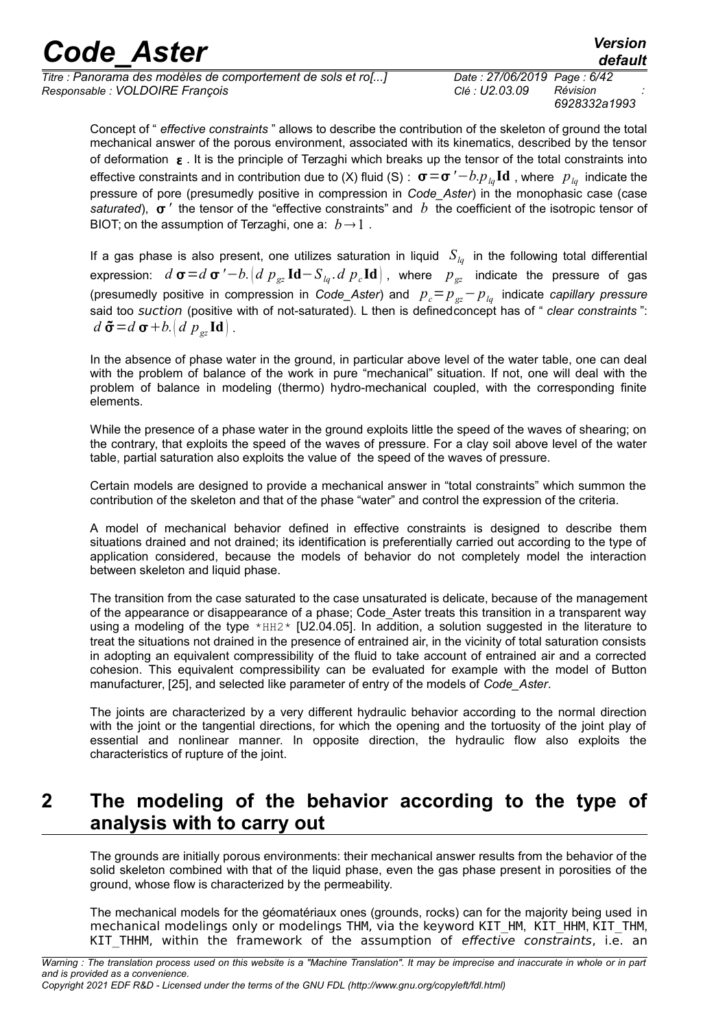Concept of " *effective constraints* " allows to describe the contribution of the skeleton of ground the total mechanical answer of the porous environment, associated with its kinematics, described by the tensor of deformation $\boldsymbol{\varepsilon}$ . It is the principle of Terzaghi which breaks up the tensor of the total constraints into effective constraints and in contribution due to (X) fluid (S) : $\boldsymbol{\sigma}=\boldsymbol{\sigma}'-b.p_{lq}\mathbf{Id}$ , where $p_{lq}$ indicate the pressure of pore (presumedly positive in compression in *Code_Aster*) in the monophasic case (case *saturated*), $\boldsymbol{\sigma}'$ the tensor of the "effective constraints" and $b$ the coefficient of the isotropic tensor of BIOT; on the assumption of Terzaghi, one a: $b\rightarrow 1$ .

If a gas phase is also present, one utilizes saturation in liquid $S_{lq}$ in the following total differential expression: $d\,\boldsymbol{\sigma}=d\,\boldsymbol{\sigma}'-b.\left(d\,p_{gz}\mathbf{Id}-S_{lq}.d\,p_c\mathbf{Id}\right)$ , where $p_{gz}$ indicate the pressure of gas (presumedly positive in compression in *Code_Aster*) and $p_c=p_{gz}-p_{lq}$ indicate *capillary pressure* said too *suction* (positive with of not-saturated). L then is definedconcept has of " *clear constraints* ": $d\,\tilde{\boldsymbol{\sigma}}=d\,\boldsymbol{\sigma}+b.\left(d\,p_{gz}\mathbf{Id}\right)$ .

In the absence of phase water in the ground, in particular above level of the water table, one can deal with the problem of balance of the work in pure "mechanical" situation. If not, one will deal with the problem of balance in modeling (thermo) hydro-mechanical coupled, with the corresponding finite elements.

While the presence of a phase water in the ground exploits little the speed of the waves of shearing; on the contrary, that exploits the speed of the waves of pressure. For a clay soil above level of the water table, partial saturation also exploits the value of the speed of the waves of pressure.

Certain models are designed to provide a mechanical answer in "total constraints" which summon the contribution of the skeleton and that of the phase "water" and control the expression of the criteria.

A model of mechanical behavior defined in effective constraints is designed to describe them situations drained and not drained; its identification is preferentially carried out according to the type of application considered, because the models of behavior do not completely model the interaction between skeleton and liquid phase.

The transition from the case saturated to the case unsaturated is delicate, because of the management of the appearance or disappearance of a phase; Code_Aster treats this transition in a transparent way using a modeling of the type *HH2* [U2.04.05]. In addition, a solution suggested in the literature to treat the situations not drained in the presence of entrained air, in the vicinity of total saturation consists in adopting an equivalent compressibility of the fluid to take account of entrained air and a corrected cohesion. This equivalent compressibility can be evaluated for example with the model of Button manufacturer, [25], and selected like parameter of entry of the models of *Code_Aster*.

The joints are characterized by a very different hydraulic behavior according to the normal direction with the joint or the tangential directions, for which the opening and the tortuosity of the joint play of essential and nonlinear manner. In opposite direction, the hydraulic flow also exploits the characteristics of rupture of the joint.

## 2 The modeling of the behavior according to the type of analysis with to carry out

The grounds are initially porous environments: their mechanical answer results from the behavior of the solid skeleton combined with that of the liquid phase, even the gas phase present in porosities of the ground, whose flow is characterized by the permeability.

The mechanical models for the géomatériaux ones (grounds, rocks) can for the majority being used in mechanical modelings only or modelings THM, via the keyword KIT_HM, KIT_HHM, KIT_THM, KIT_THHM, within the framework of the assumption of *effective constraints*, i.e. an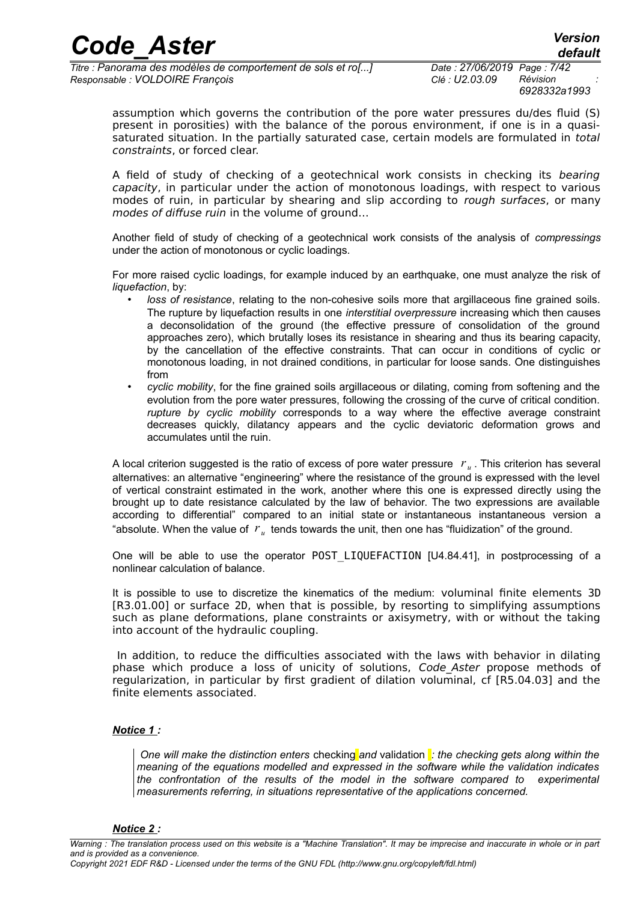assumption which governs the contribution of the pore water pressures du/des fluid (S) present in porosities) with the balance of the porous environment, if one is in a quasi-saturated situation. In the partially saturated case, certain models are formulated in *total constraints*, or forced clear.

A field of study of checking of a geotechnical work consists in checking its *bearing capacity*, in particular under the action of monotonous loadings, with respect to various modes of ruin, in particular by shearing and slip according to *rough surfaces*, or many *modes of diffuse ruin* in the volume of ground...

Another field of study of checking of a geotechnical work consists of the analysis of *compressings* under the action of monotonous or cyclic loadings.

For more raised cyclic loadings, for example induced by an earthquake, one must analyze the risk of *liquefaction*, by:

- *loss of resistance*, relating to the non-cohesive soils more that argillaceous fine grained soils. The rupture by liquefaction results in one *interstitial overpressure* increasing which then causes a deconsolidation of the ground (the effective pressure of consolidation of the ground approaches zero), which brutally loses its resistance in shearing and thus its bearing capacity, by the cancellation of the effective constraints. That can occur in conditions of cyclic or monotonous loading, in not drained conditions, in particular for loose sands. One distinguishes from
- *cyclic mobility*, for the fine grained soils argillaceous or dilating, coming from softening and the evolution from the pore water pressures, following the crossing of the curve of critical condition. *rupture by cyclic mobility* corresponds to a way where the effective average constraint decreases quickly, dilatancy appears and the cyclic deviatoric deformation grows and accumulates until the ruin.

A local criterion suggested is the ratio of excess of pore water pressure $r_u$. This criterion has several alternatives: an alternative "engineering" where the resistance of the ground is expressed with the level of vertical constraint estimated in the work, another where this one is expressed directly using the brought up to date resistance calculated by the law of behavior. The two expressions are available according to differential" compared to an initial state or instantaneous instantaneous version a "absolute. When the value of $r_u$ tends towards the unit, then one has "fluidization" of the ground.

One will be able to use the operator POST_LIQUEFACTION [U4.84.41], in postprocessing of a nonlinear calculation of balance.

It is possible to use to discretize the kinematics of the medium: voluminal finite elements 3D [R3.01.00] or surface 2D, when that is possible, by resorting to simplifying assumptions such as plane deformations, plane constraints or axisymetry, with or without the taking into account of the hydraulic coupling.

In addition, to reduce the difficulties associated with the laws with behavior in dilating phase which produce a loss of unicity of solutions, *Code_Aster* propose methods of regularization, in particular by first gradient of dilation voluminal, cf [R5.04.03] and the finite elements associated.

***Notice 1 :***

*One will make the distinction enters* checking *and* validation *: the checking gets along within the meaning of the equations modelled and expressed in the software while the validation indicates the confrontation of the results of the model in the software compared to experimental measurements referring, in situations representative of the applications concerned.*

***Notice 2 :***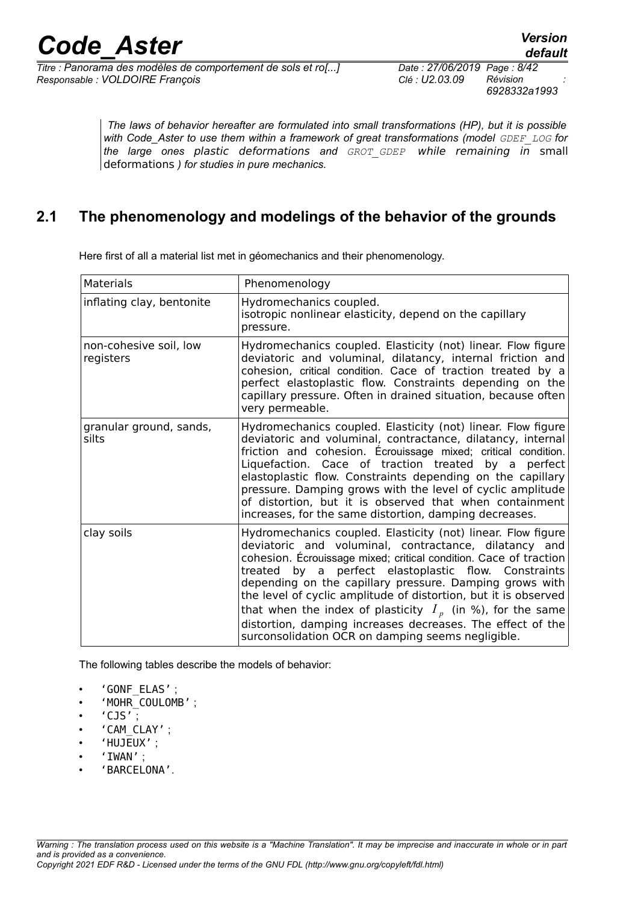*The laws of behavior hereafter are formulated into small transformations (HP), but it is possible with Code_Aster to use them within a framework of great transformations (model GDEF_LOG for the large ones plastic deformations and GROT_GDEP while remaining in small deformations ) for studies in pure mechanics.*

## 2.1 The phenomenology and modelings of the behavior of the grounds

Here first of all a material list met in géomechanics and their phenomenology.

| Materials | Phenomenology |
|---|---|
| inflating clay, bentonite | Hydromechanics coupled. isotropic nonlinear elasticity, depend on the capillary pressure. |
| non-cohesive soil, low registers | Hydromechanics coupled. Elasticity (not) linear. Flow figure deviatoric and voluminal, dilatancy, internal friction and cohesion, critical condition. Cace of traction treated by a perfect elastoplastic flow. Constraints depending on the capillary pressure. Often in drained situation, because often very permeable. |
| granular ground, sands, silts | Hydromechanics coupled. Elasticity (not) linear. Flow figure deviatoric and voluminal, contractance, dilatancy, internal friction and cohesion. Écrouissage mixed; critical condition. Liquefaction. Cace of traction treated by a perfect elastoplastic flow. Constraints depending on the capillary pressure. Damping grows with the level of cyclic amplitude of distortion, but it is observed that when containment increases, for the same distortion, damping decreases. |
| clay soils | Hydromechanics coupled. Elasticity (not) linear. Flow figure deviatoric and voluminal, contractance, dilatancy and cohesion. Écrouissage mixed; critical condition. Cace of traction treated by a perfect elastoplastic flow. Constraints depending on the capillary pressure. Damping grows with the level of cyclic amplitude of distortion, but it is observed that when the index of plasticity $I_p$ (in %), for the same distortion, damping increases decreases. The effect of the surconsolidation OCR on damping seems negligible. |

The following tables describe the models of behavior:

- 'GONF_ELAS' ;
- 'MOHR_COULOMB' ;
- 'CJS' ;
- 'CAM_CLAY' ;
- 'HUJEUX' ;
- 'IWAN' ;
- 'BARCELONA'.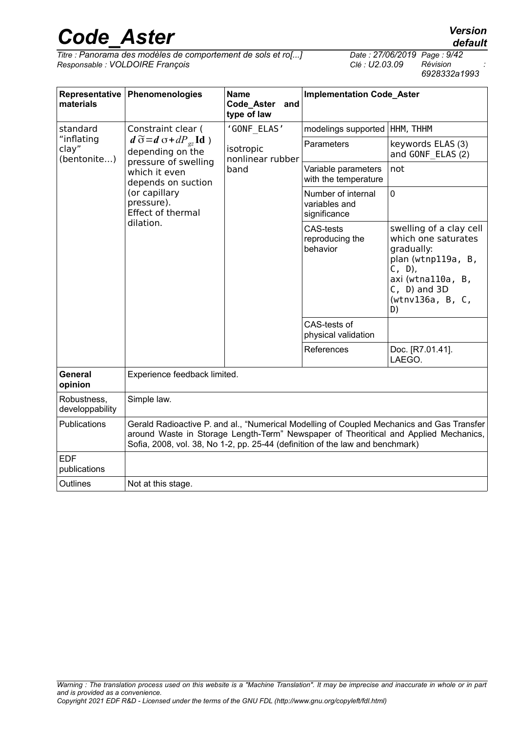| Representative materials | Phenomenologies | Name Code_Aster and type of law | Implementation Code_Aster | |
|---|---|---|---|---|
| standard "inflating clay" (bentonite…) | Constraint clear ( $d\tilde{\sigma}=d\sigma+dP_{gz}\mathbf{Id}$ ) depending on the pressure of swelling which it even depends on suction (or capillary pressure). Effect of thermal dilation. | 'GONF_ELAS' isotropic nonlinear rubber band | modelings supported | HHM, THHM |
| | | | Parameters | keywords ELAS (3) and GONF_ELAS (2) |
| | | | Variable parameters with the temperature | not |
| | | | Number of internal variables and significance | 0 |
| | | | CAS-tests reproducing the behavior | swelling of a clay cell which one saturates gradually: plan (wtnp119a, B, C, D), axi (wtna110a, B, C, D) and 3D (wtnv136a, B, C, D) |
| | | | CAS-tests of physical validation | |
| | | | References | Doc. [R7.01.41]. LAEGO. |
| **General opinion** | Experience feedback limited. | | | |
| Robustness, developpability | Simple law. | | | |
| Publications | Gerald Radioactive P. and al., "Numerical Modelling of Coupled Mechanics and Gas Transfer around Waste in Storage Length-Term" Newspaper of Theoritical and Applied Mechanics, Sofia, 2008, vol. 38, No 1-2, pp. 25-44 (definition of the law and benchmark) | | | |
| EDF publications | | | | |
| Outlines | Not at this stage. | | | |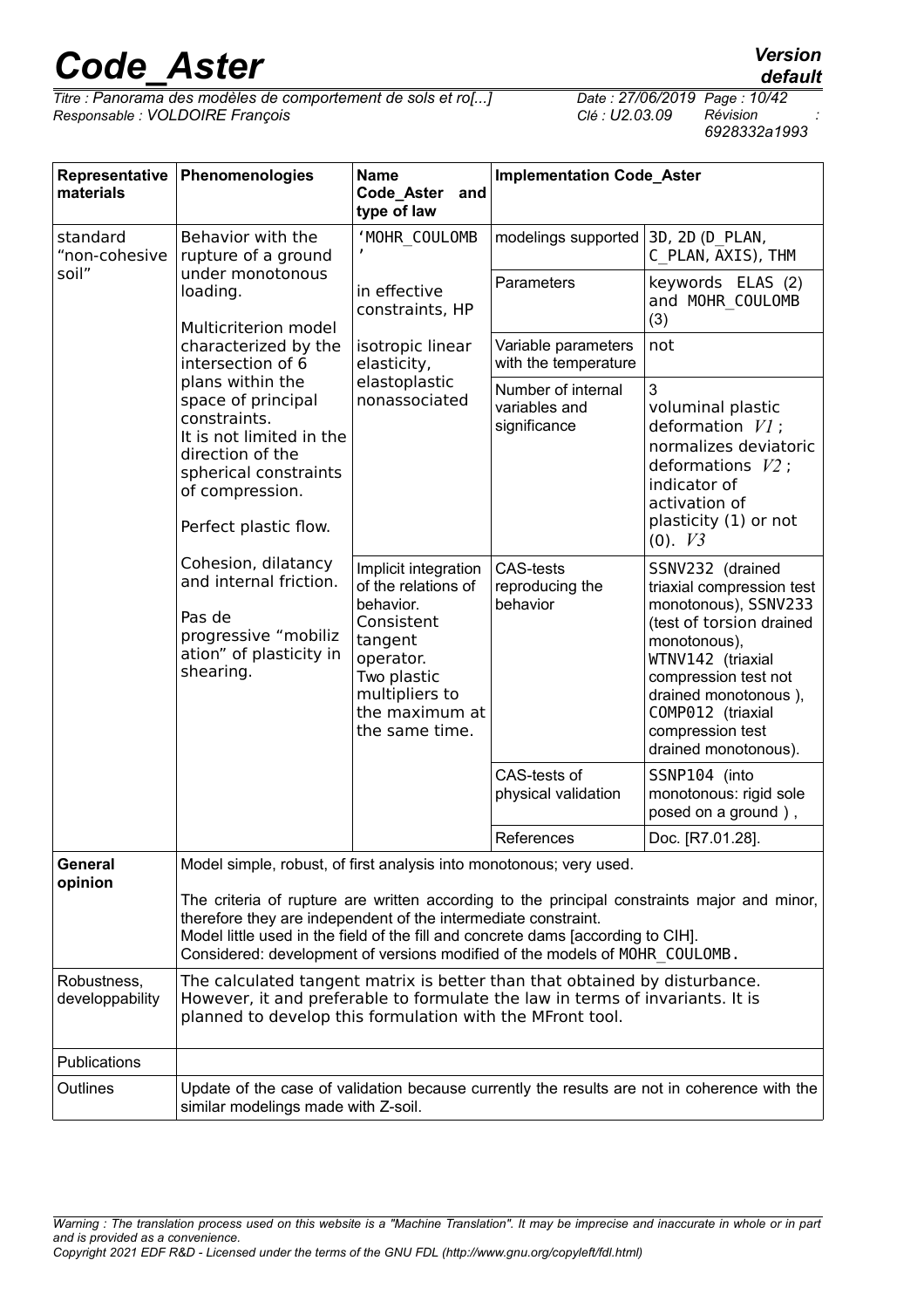| Representative materials | Phenomenologies | Name Code_Aster and type of law | Implementation Code_Aster | |
|---|---|---|---|---|
| standard "non-cohesive soil" | Behavior with the rupture of a ground under monotonous loading.<br><br>Multicriterion model characterized by the intersection of 6 plans within the space of principal constraints.<br>It is not limited in the direction of the spherical constraints of compression.<br><br>Perfect plastic flow.<br><br>Cohesion, dilatancy and internal friction.<br><br>Pas de progressive "mobilization" of plasticity in shearing. | 'MOHR_COULOMB'<br><br>in effective constraints, HP<br><br>isotropic linear elasticity, elastoplastic nonassociated | modelings supported | 3D, 2D (D_PLAN, C_PLAN, AXIS), THM |
| | | | Parameters | keywords ELAS (2) and MOHR_COULOMB (3) |
| | | | Variable parameters with the temperature | not |
| | | | Number of internal variables and significance | 3<br>voluminal plastic deformation $V1$;<br>normalizes deviatoric deformations $V2$;<br>indicator of activation of plasticity (1) or not (0). $V3$ |
| | | Implicit integration of the relations of behavior.<br>Consistent tangent operator.<br>Two plastic multipliers to the maximum at the same time. | CAS-tests reproducing the behavior | SSNV232 (drained triaxial compression test monotonous), SSNV233 (test of torsion drained monotonous), WTNV142 (triaxial compression test not drained monotonous ), COMP012 (triaxial compression test drained monotonous). |
| | | | CAS-tests of physical validation | SSNP104 (into monotonous: rigid sole posed on a ground ), |
| | | | References | Doc. [R7.01.28]. |
| **General opinion** | Model simple, robust, of first analysis into monotonous; very used.<br><br>The criteria of rupture are written according to the principal constraints major and minor, therefore they are independent of the intermediate constraint.<br>Model little used in the field of the fill and concrete dams [according to CIH].<br>Considered: development of versions modified of the models of MOHR_COULOMB. | | | |
| Robustness, developpability | The calculated tangent matrix is better than that obtained by disturbance. However, it and preferable to formulate the law in terms of invariants. It is planned to develop this formulation with the MFront tool. | | | |
| Publications | | | | |
| Outlines | Update of the case of validation because currently the results are not in coherence with the similar modelings made with Z-soil. | | | |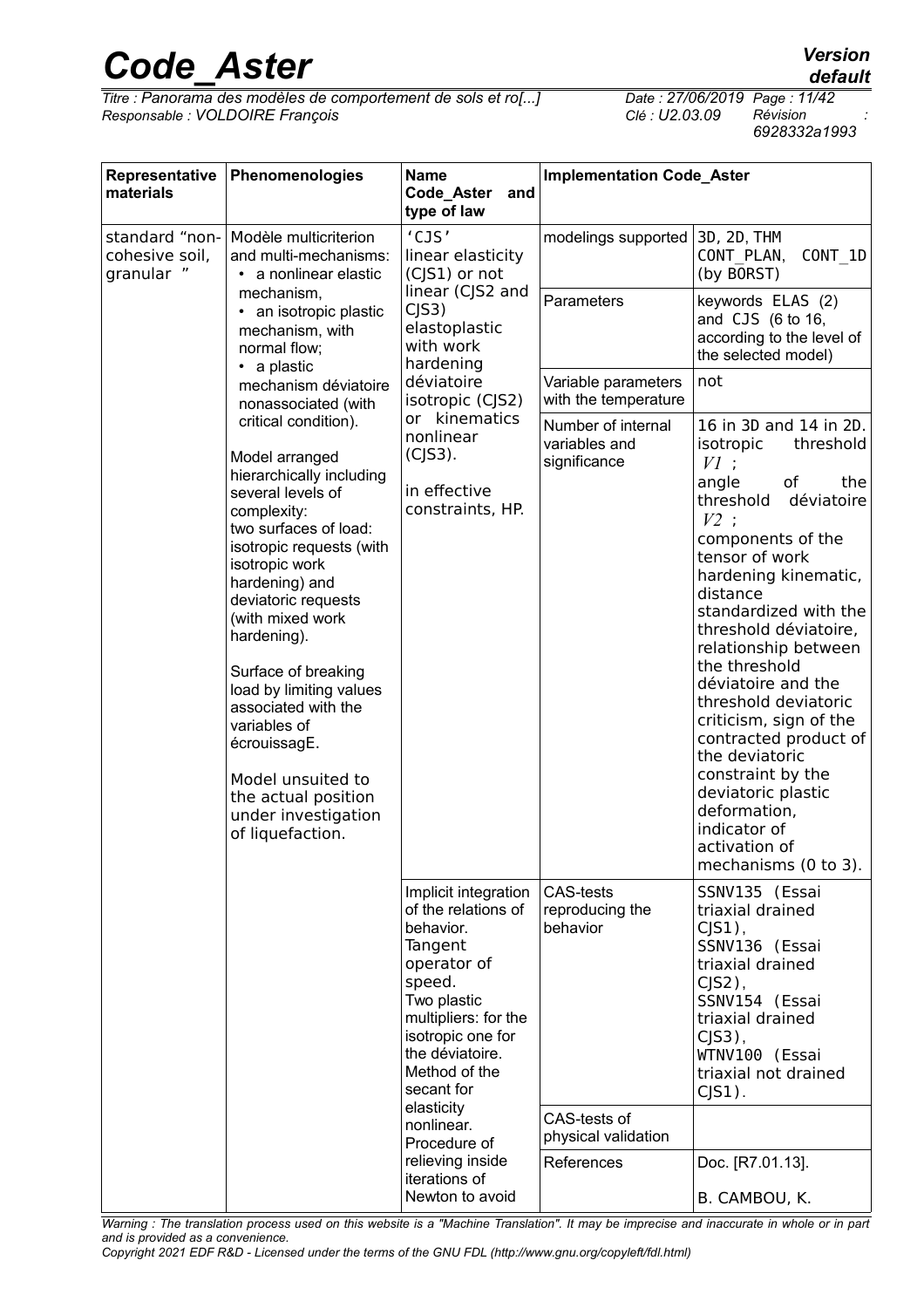| Representative materials | Phenomenologies | Name Code_Aster and type of law | Implementation Code_Aster | |
|---|---|---|---|---|
| standard "non-cohesive soil, granular " | Modèle multicriterion and multi-mechanisms:<br>• a nonlinear elastic mechanism,<br>• an isotropic plastic mechanism, with normal flow;<br>• a plastic mechanism déviatoire nonassociated (with critical condition).<br><br>Model arranged hierarchically including several levels of complexity:<br>two surfaces of load: isotropic requests (with isotropic work hardening) and deviatoric requests (with mixed work hardening).<br><br>Surface of breaking load by limiting values associated with the variables of écrouissagE.<br><br>Model unsuited to the actual position under investigation of liquefaction. | 'CJS'<br>linear elasticity (CJS1) or not linear (CJS2 and CJS3)<br>elastoplastic with work hardening déviatoire isotropic (CJS2) or kinematics nonlinear (CJS3).<br><br>in effective constraints, HP. | modelings supported | 3D, 2D, THM<br>CONT_PLAN, CONT_1D (by BORST) |
| | | | Parameters | keywords ELAS (2) and CJS (6 to 16, according to the level of the selected model) |
| | | | Variable parameters with the temperature | not |
| | | | Number of internal variables and significance | 16 in 3D and 14 in 2D.<br>isotropic threshold $V1$ ;<br>angle of the threshold déviatoire $V2$ ;<br>components of the tensor of work hardening kinematic, distance standardized with the threshold déviatoire, relationship between the threshold déviatoire and the threshold deviatoric criticism, sign of the contracted product of the deviatoric constraint by the deviatoric plastic deformation, indicator of activation of mechanisms (0 to 3). |
| | | Implicit integration of the relations of behavior.<br>Tangent operator of speed.<br>Two plastic multipliers: for the isotropic one for the déviatoire.<br>Method of the secant for elasticity nonlinear.<br>Procedure of relieving inside iterations of Newton to avoid | CAS-tests reproducing the behavior | SSNV135 (Essai triaxial drained CJS1),<br>SSNV136 (Essai triaxial drained CJS2),<br>SSNV154 (Essai triaxial drained CJS3),<br>WTNV100 (Essai triaxial not drained CJS1). |
| | | | CAS-tests of physical validation | |
| | | | References | Doc. [R7.01.13].<br><br>B. CAMBOU, K. |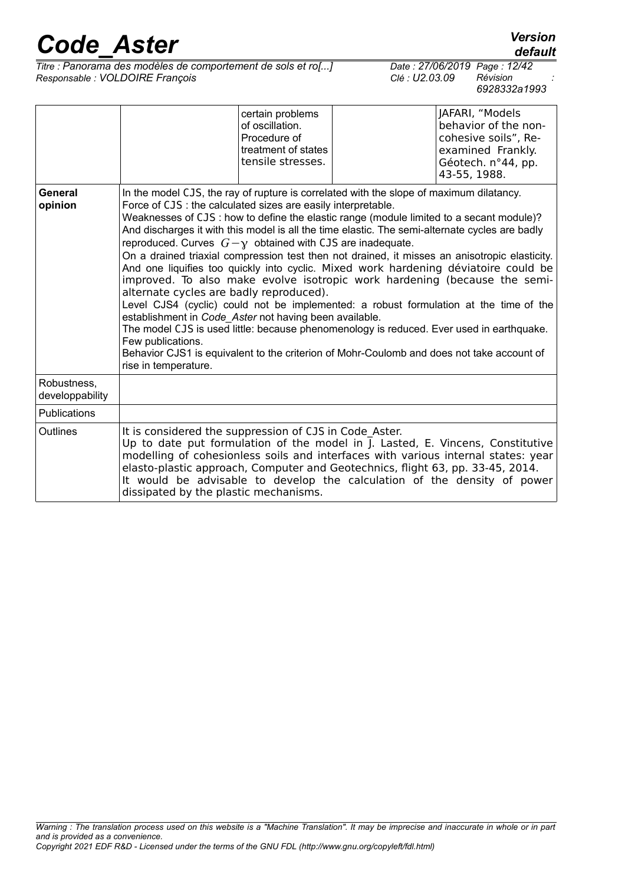| | | certain problems of oscillation. Procedure of treatment of states tensile stresses. | | JAFARI, "Models behavior of the non-cohesive soils", Re-examined Frankly. Géotech. n°44, pp. 43-55, 1988. |
|---|---|---|---|---|
| **General opinion** | In the model CJS, the ray of rupture is correlated with the slope of maximum dilatancy.<br>Force of CJS : the calculated sizes are easily interpretable.<br>Weaknesses of CJS : how to define the elastic range (module limited to a secant module)? And discharges it with this model is all the time elastic. The semi-alternate cycles are badly reproduced. Curves $G-\gamma$ obtained with CJS are inadequate.<br>On a drained triaxial compression test then not drained, it misses an anisotropic elasticity. And one liquifies too quickly into cyclic. Mixed work hardening déviatoire could be improved. To also make evolve isotropic work hardening (because the semi-alternate cycles are badly reproduced).<br>Level CJS4 (cyclic) could not be implemented: a robust formulation at the time of the establishment in *Code_Aster* not having been available.<br>The model CJS is used little: because phenomenology is reduced. Ever used in earthquake. Few publications.<br>Behavior CJS1 is equivalent to the criterion of Mohr-Coulomb and does not take account of rise in temperature. | | | |
| Robustness, developpability | | | | |
| Publications | | | | |
| Outlines | It is considered the suppression of CJS in Code_Aster.<br>Up to date put formulation of the model in J. Lasted, E. Vincens, Constitutive modelling of cohesionless soils and interfaces with various internal states: year elasto-plastic approach, Computer and Geotechnics, flight 63, pp. 33-45, 2014.<br>It would be advisable to develop the calculation of the density of power dissipated by the plastic mechanisms. | | | |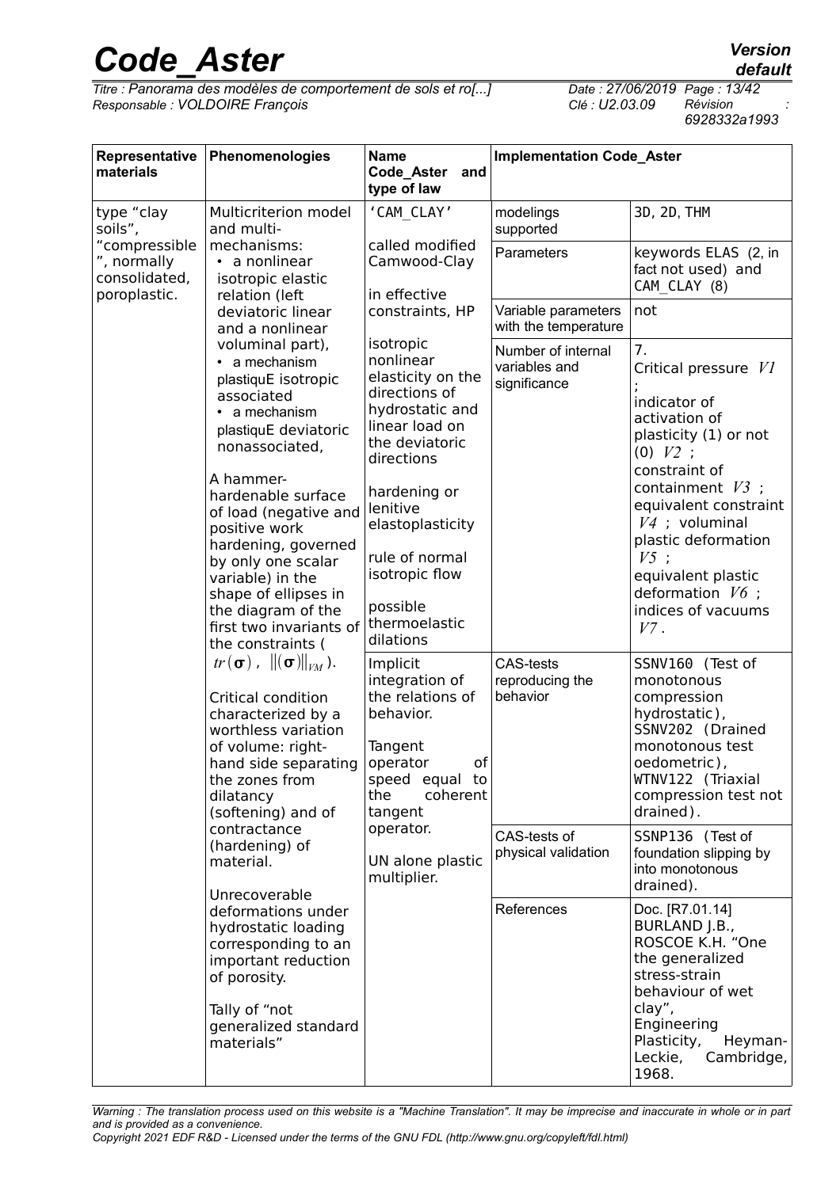| Representative materials | Phenomenologies | Name Code_Aster and type of law | Implementation Code_Aster | |
|---|---|---|---|---|
| type "clay soils", "compressible ", normally consolidated, poroplastic. | Multicriterion model and multi-mechanisms:<br>• a nonlinear isotropic elastic relation (left deviatoric linear and a nonlinear voluminal part),<br>• a mechanism plastiquE isotropic associated<br>• a mechanism plastiquE deviatoric nonassociated,<br><br>A hammer-hardenable surface of load (negative and positive work hardening, governed by only one scalar variable) in the shape of ellipses in the diagram of the first two invariants of the constraints ( $tr(\boldsymbol{\sigma})$ , $\|(\boldsymbol{\sigma})\|_{VM}$ ).<br><br>Critical condition characterized by a worthless variation of volume: right-hand side separating the zones from dilatancy (softening) and of contractance (hardening) of material.<br><br>Unrecoverable deformations under hydrostatic loading corresponding to an important reduction of porosity.<br><br>Tally of "not generalized standard materials" | 'CAM_CLAY'<br><br>called modified Camwood-Clay<br><br>in effective constraints, HP<br><br>isotropic nonlinear elasticity on the directions of hydrostatic and linear load on the deviatoric directions<br><br>hardening or lenitive elastoplasticity<br><br>rule of normal isotropic flow<br><br>possible thermoelastic dilations | modelings supported | 3D, 2D, THM |
| | | | Parameters | keywords ELAS (2, in fact not used) and CAM_CLAY (8) |
| | | | Variable parameters with the temperature | not |
| | | | Number of internal variables and significance | 7.<br>Critical pressure $V1$ ;<br>indicator of activation of plasticity (1) or not (0) $V2$ ;<br>constraint of containment $V3$ ;<br>equivalent constraint $V4$ ; voluminal plastic deformation $V5$ ;<br>equivalent plastic deformation $V6$ ;<br>indices of vacuums $V7$ . |
| | | Implicit integration of the relations of behavior.<br><br>Tangent operator of speed equal to the coherent tangent operator.<br><br>UN alone plastic multiplier. | CAS-tests reproducing the behavior | SSNV160 (Test of monotonous compression hydrostatic), SSNV202 (Drained monotonous test oedometric), WTNV122 (Triaxial compression test not drained). |
| | | | CAS-tests of physical validation | SSNP136 (Test of foundation slipping by into monotonous drained). |
| | | | References | Doc. [R7.01.14] BURLAND J.B., ROSCOE K.H. "One the generalized stress-strain behaviour of wet clay", Engineering Plasticity, Heyman-Leckie, Cambridge, 1968. |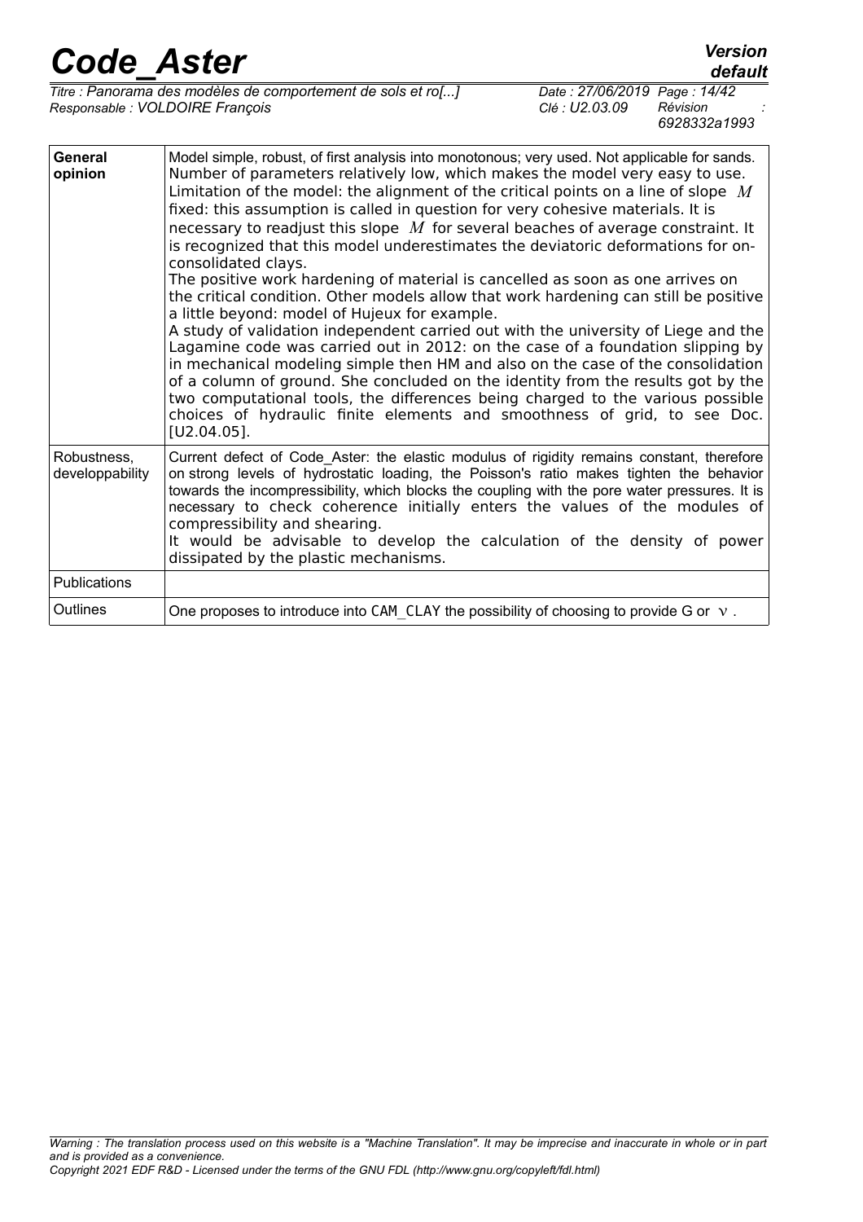| | |
|---|---|
| **General opinion** | Model simple, robust, of first analysis into monotonous; very used. Not applicable for sands. Number of parameters relatively low, which makes the model very easy to use. Limitation of the model: the alignment of the critical points on a line of slope $M$ fixed: this assumption is called in question for very cohesive materials. It is necessary to readjust this slope $M$ for several beaches of average constraint. It is recognized that this model underestimates the deviatoric deformations for on-consolidated clays. The positive work hardening of material is cancelled as soon as one arrives on the critical condition. Other models allow that work hardening can still be positive a little beyond: model of Hujeux for example. A study of validation independent carried out with the university of Liege and the Lagamine code was carried out in 2012: on the case of a foundation slipping by in mechanical modeling simple then HM and also on the case of the consolidation of a column of ground. She concluded on the identity from the results got by the two computational tools, the differences being charged to the various possible choices of hydraulic finite elements and smoothness of grid, to see Doc. [U2.04.05]. |
| Robustness, developpability | Current defect of Code_Aster: the elastic modulus of rigidity remains constant, therefore on strong levels of hydrostatic loading, the Poisson's ratio makes tighten the behavior towards the incompressibility, which blocks the coupling with the pore water pressures. It is necessary to check coherence initially enters the values of the modules of compressibility and shearing. It would be advisable to develop the calculation of the density of power dissipated by the plastic mechanisms. |
| Publications | |
| Outlines | One proposes to introduce into CAM_CLAY the possibility of choosing to provide G or $\nu$. |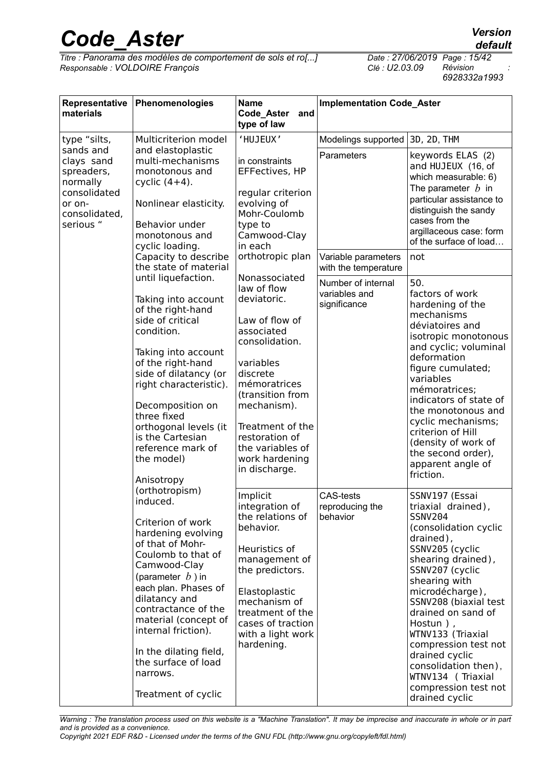| Representative materials | Phenomenologies | Name Code_Aster and type of law | Implementation Code_Aster | |
|---|---|---|---|---|
| type "silts, sands and clays sand spreaders, normally consolidated or on-consolidated, serious " | Multicriterion model and elastoplastic multi-mechanisms monotonous and cyclic (4+4). Nonlinear elasticity. Behavior under monotonous and cyclic loading. Capacity to describe the state of material until liquefaction. Taking into account of the right-hand side of critical condition. Taking into account of the right-hand side of dilatancy (or right characteristic). Decomposition on three fixed orthogonal levels (it is the Cartesian reference mark of the model) Anisotropy (orthotropism) induced. Criterion of work hardening evolving of that of Mohr-Coulomb to that of Camwood-Clay (parameter $b$ ) in each plan. Phases of dilatancy and contractance of the material (concept of internal friction). In the dilating field, the surface of load narrows. Treatment of cyclic | 'HUJEUX' in constraints EFFectives, HP regular criterion evolving of Mohr-Coulomb type to Camwood-Clay in each orthotropic plan Nonassociated law of flow deviatoric. Law of flow of associated consolidation. variables discrete mémoratrices (transition from mechanism). Treatment of the restoration of the variables of work hardening in discharge. Implicit integration of the relations of behavior. Heuristics of management of the predictors. Elastoplastic mechanism of treatment of the cases of traction with a light work hardening. | Modelings supported | 3D, 2D, THM |
| | | | Parameters | keywords ELAS (2) and HUJEUX (16, of which measurable: 6) The parameter $b$ in particular assistance to distinguish the sandy cases from the argillaceous case: form of the surface of load… |
| | | | Variable parameters with the temperature | not |
| | | | Number of internal variables and significance | 50. factors of work hardening of the mechanisms déviatoires and isotropic monotonous and cyclic; voluminal deformation figure cumulated; variables mémoratrices; indicators of state of the monotonous and cyclic mechanisms; criterion of Hill (density of work of the second order), apparent angle of friction. |
| | | | CAS-tests reproducing the behavior | SSNV197 (Essai triaxial drained), SSNV204 (consolidation cyclic drained), SSNV205 (cyclic shearing drained), SSNV207 (cyclic shearing with microdécharge), SSNV208 (biaxial test drained on sand of Hostun ) , WTNV133 (Triaxial compression test not drained cyclic consolidation then), WTNV134 ( Triaxial compression test not drained cyclic |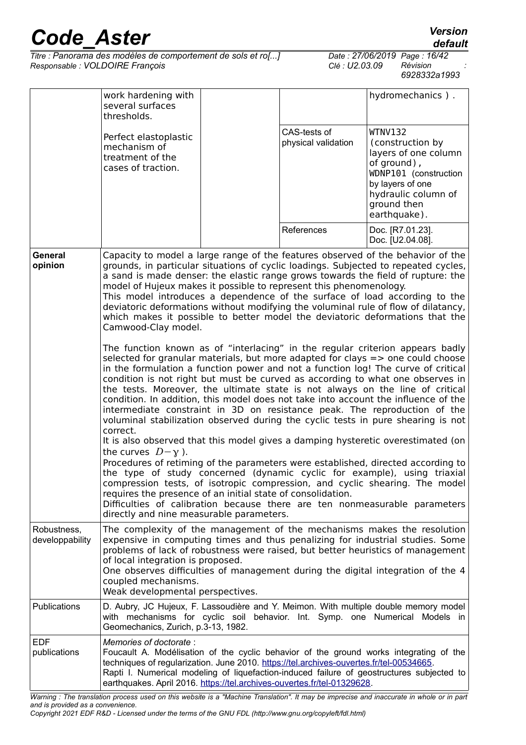| | | | | |
|---|---|---|---|---|
| | work hardening with several surfaces thresholds.<br><br>Perfect elastoplastic mechanism of treatment of the cases of traction. | | | hydromechanics ) . |
| | | | CAS-tests of physical validation | WTNV132 (construction by layers of one column of ground), WDNP101 (construction by layers of one hydraulic column of ground then earthquake). |
| | | | References | Doc. [R7.01.23]. Doc. [U2.04.08]. |
| **General opinion** | Capacity to model a large range of the features observed of the behavior of the grounds, in particular situations of cyclic loadings. Subjected to repeated cycles, a sand is made denser: the elastic range grows towards the field of rupture: the model of Hujeux makes it possible to represent this phenomenology.<br>This model introduces a dependence of the surface of load according to the deviatoric deformations without modifying the voluminal rule of flow of dilatancy, which makes it possible to better model the deviatoric deformations that the Camwood-Clay model.<br><br>The function known as of "interlacing" in the regular criterion appears badly selected for granular materials, but more adapted for clays => one could choose in the formulation a function power and not a function log! The curve of critical condition is not right but must be curved as according to what one observes in the tests. Moreover, the ultimate state is not always on the line of critical condition. In addition, this model does not take into account the influence of the intermediate constraint in 3D on resistance peak. The reproduction of the voluminal stabilization observed during the cyclic tests in pure shearing is not correct.<br>It is also observed that this model gives a damping hysteretic overestimated (on the curves $D-\gamma$ ).<br>Procedures of retiming of the parameters were established, directed according to the type of study concerned (dynamic cyclic for example), using triaxial compression tests, of isotropic compression, and cyclic shearing. The model requires the presence of an initial state of consolidation.<br>Difficulties of calibration because there are ten nonmeasurable parameters directly and nine measurable parameters. | | | |
| Robustness, developpability | The complexity of the management of the mechanisms makes the resolution expensive in computing times and thus penalizing for industrial studies. Some problems of lack of robustness were raised, but better heuristics of management of local integration is proposed.<br>One observes difficulties of management during the digital integration of the 4 coupled mechanisms.<br>Weak developmental perspectives. | | | |
| Publications | D. Aubry, JC Hujeux, F. Lassoudière and Y. Meimon. With multiple double memory model with mechanisms for cyclic soil behavior. Int. Symp. one Numerical Models in Geomechanics, Zurich, p.3-13, 1982. | | | |
| EDF publications | *Memories of doctorate* :<br>Foucault A. Modélisation of the cyclic behavior of the ground works integrating of the techniques of regularization. June 2010. https://tel.archives-ouvertes.fr/tel-00534665.<br>Rapti I. Numerical modeling of liquefaction-induced failure of geostructures subjected to earthquakes. April 2016. https://tel.archives-ouvertes.fr/tel-01329628. | | | |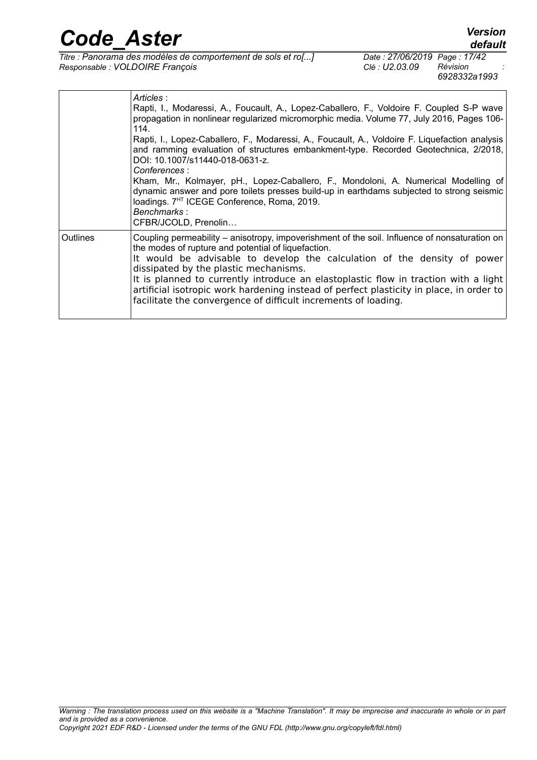|  |  |
|---|---|
|  | *Articles* :<br>Rapti, I., Modaressi, A., Foucault, A., Lopez-Caballero, F., Voldoire F. Coupled S-P wave propagation in nonlinear regularized micromorphic media. Volume 77, July 2016, Pages 106-114.<br>Rapti, I., Lopez-Caballero, F., Modaressi, A., Foucault, A., Voldoire F. Liquefaction analysis and ramming evaluation of structures embankment-type. Recorded Geotechnica, 2/2018, DOI: 10.1007/s11440-018-0631-z.<br>*Conferences* :<br>Kham, Mr., Kolmayer, pH., Lopez-Caballero, F., Mondoloni, A. Numerical Modelling of dynamic answer and pore toilets presses build-up in earthdams subjected to strong seismic loadings. 7[HT] ICEGE Conference, Roma, 2019.<br>*Benchmarks* :<br>CFBR/JCOLD, Prenolin… |
| Outlines | Coupling permeability – anisotropy, impoverishment of the soil. Influence of nonsaturation on the modes of rupture and potential of liquefaction.<br>It would be advisable to develop the calculation of the density of power dissipated by the plastic mechanisms.<br>It is planned to currently introduce an elastoplastic flow in traction with a light artificial isotropic work hardening instead of perfect plasticity in place, in order to facilitate the convergence of difficult increments of loading. |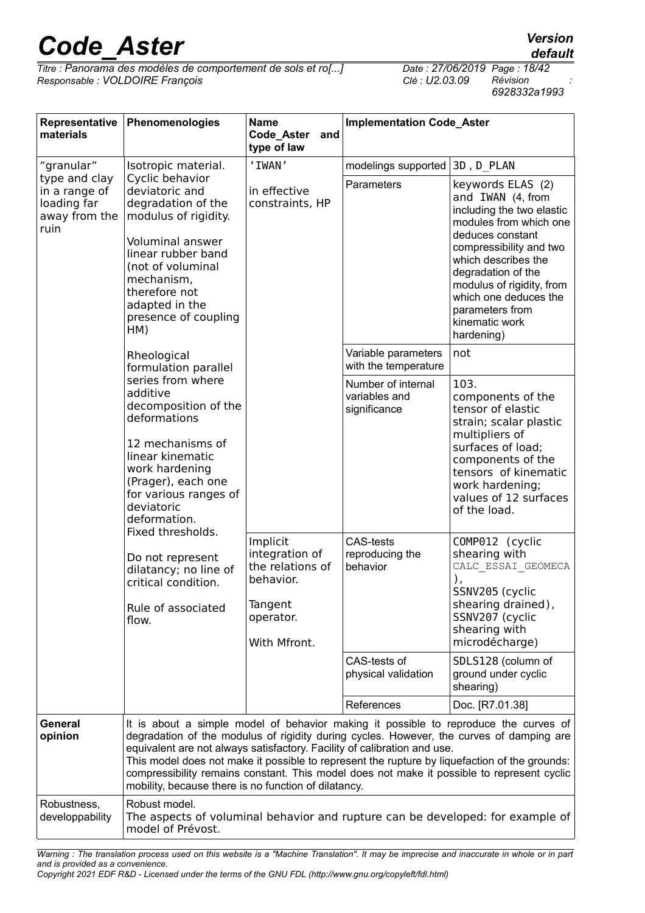| Representative materials | Phenomenologies | Name Code_Aster and type of law | Implementation Code_Aster | |
|---|---|---|---|---|
| "granular" type and clay in a range of loading far away from the ruin | Isotropic material. Cyclic behavior deviatoric and degradation of the modulus of rigidity. Voluminal answer linear rubber band (not of voluminal mechanism, therefore not adapted in the presence of coupling HM) Rheological formulation parallel series from where additive decomposition of the deformations 12 mechanisms of linear kinematic work hardening (Prager), each one for various ranges of deviatoric deformation. Fixed thresholds. Do not represent dilatancy; no line of critical condition. Rule of associated flow. | 'IWAN' in effective constraints, HP | modelings supported | 3D , D_PLAN |
| | | | Parameters | keywords ELAS (2) and IWAN (4, from including the two elastic modules from which one deduces constant compressibility and two which describes the degradation of the modulus of rigidity, from which one deduces the parameters from kinematic work hardening) |
| | | | Variable parameters with the temperature | not |
| | | | Number of internal variables and significance | 103. components of the tensor of elastic strain; scalar plastic multipliers of surfaces of load; components of the tensors of kinematic work hardening; values of 12 surfaces of the load. |
| | | Implicit integration of the relations of behavior. Tangent operator. With Mfront. | CAS-tests reproducing the behavior | COMP012 (cyclic shearing with CALC_ESSAI_GEOMECA), SSNV205 (cyclic shearing drained), SSNV207 (cyclic shearing with microdécharge) |
| | | | CAS-tests of physical validation | SDLS128 (column of ground under cyclic shearing) |
| | | | References | Doc. [R7.01.38] |
| **General opinion** | It is about a simple model of behavior making it possible to reproduce the curves of degradation of the modulus of rigidity during cycles. However, the curves of damping are equivalent are not always satisfactory. Facility of calibration and use. This model does not make it possible to represent the rupture by liquefaction of the grounds: compressibility remains constant. This model does not make it possible to represent cyclic mobility, because there is no function of dilatancy. | | | |
| Robustness, developpability | Robust model. The aspects of voluminal behavior and rupture can be developed: for example of model of Prévost. | | | |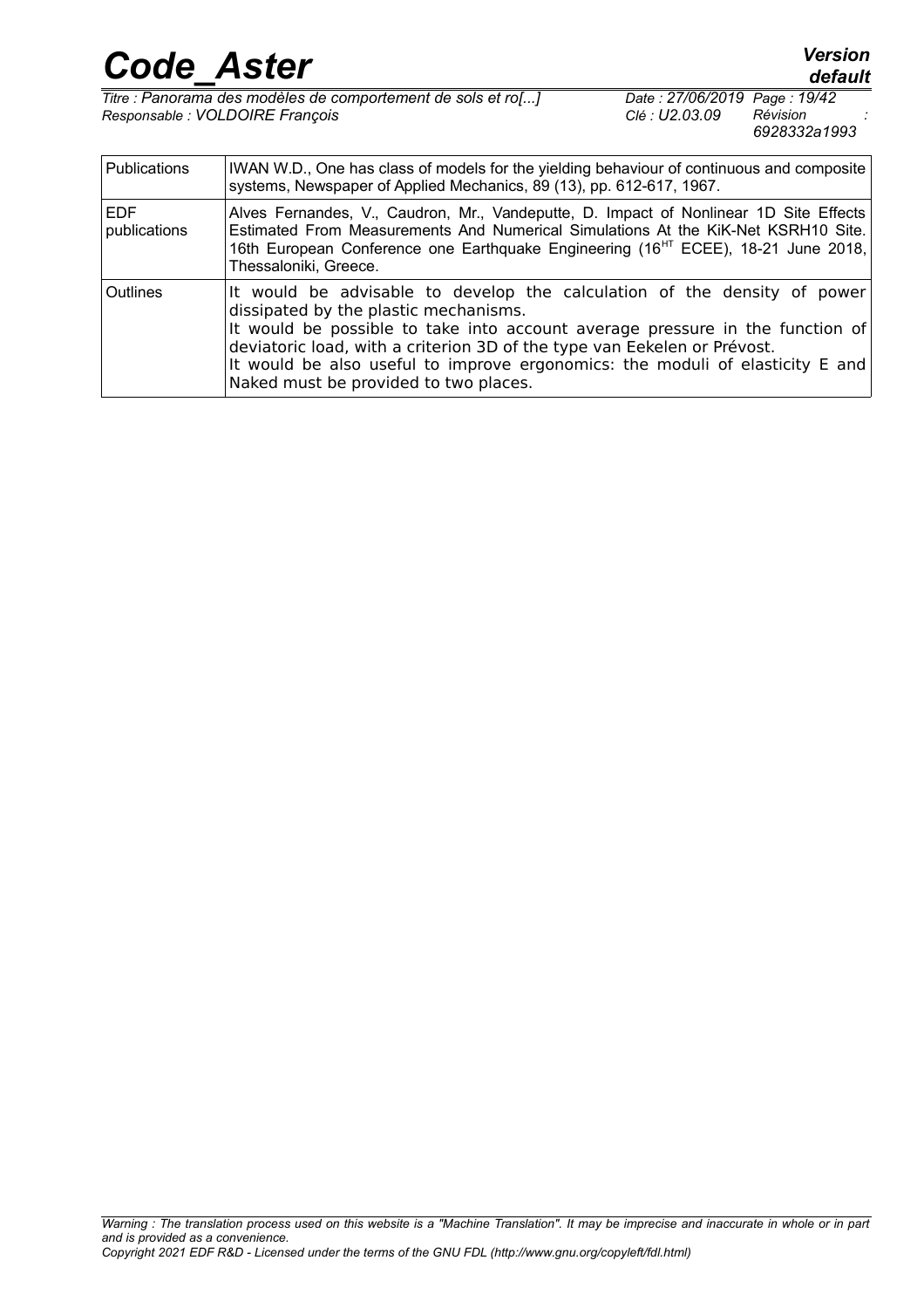| Publications | IWAN W.D., One has class of models for the yielding behaviour of continuous and composite systems, Newspaper of Applied Mechanics, 89 (13), pp. 612-617, 1967. |
|---|---|
| EDF publications | Alves Fernandes, V., Caudron, Mr., Vandeputte, D. Impact of Nonlinear 1D Site Effects Estimated From Measurements And Numerical Simulations At the KiK-Net KSRH10 Site. 16th European Conference one Earthquake Engineering (16[HT] ECEE), 18-21 June 2018, Thessaloniki, Greece. |
| Outlines | It would be advisable to develop the calculation of the density of power dissipated by the plastic mechanisms.<br>It would be possible to take into account average pressure in the function of deviatoric load, with a criterion 3D of the type van Eekelen or Prévost.<br>It would be also useful to improve ergonomics: the moduli of elasticity E and Naked must be provided to two places. |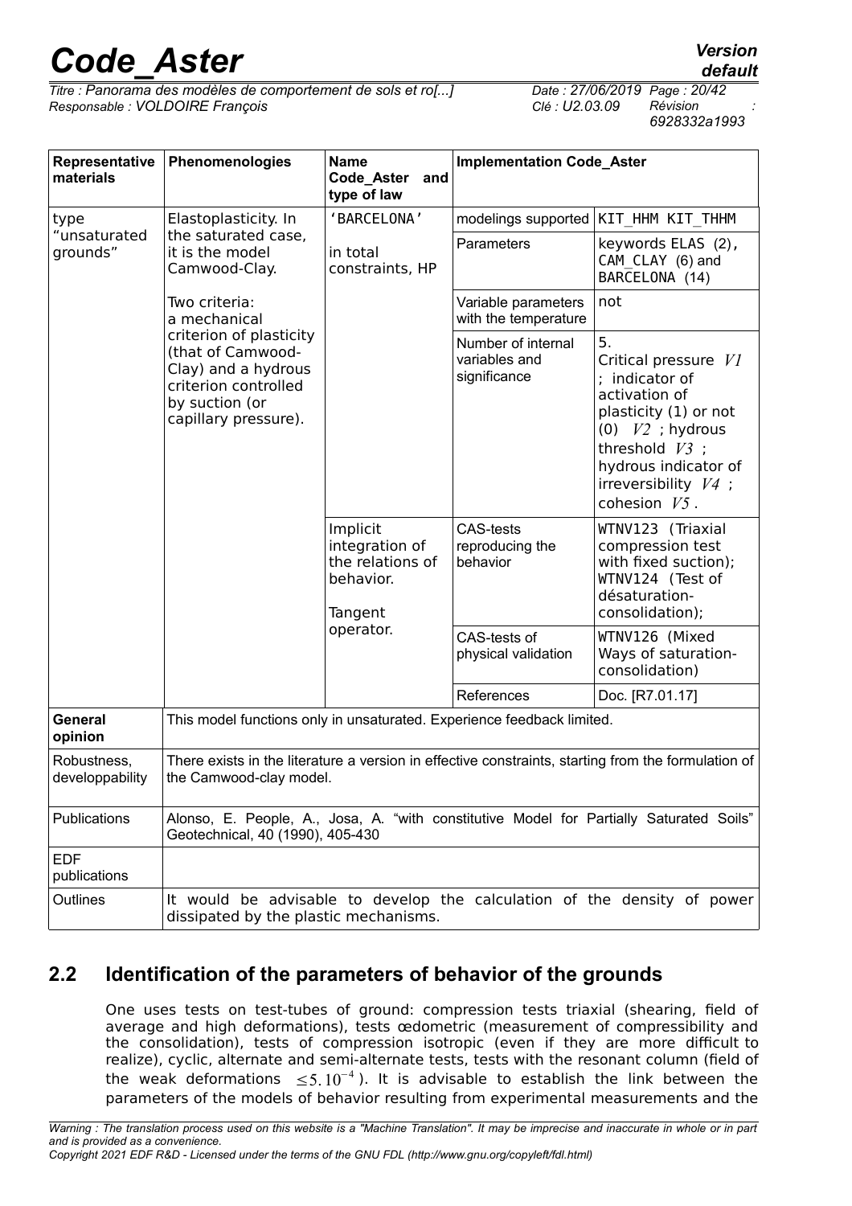| Representative materials | Phenomenologies | Name Code_Aster and type of law | Implementation Code_Aster | |
|---|---|---|---|---|
| type "unsaturated grounds" | Elastoplasticity. In the saturated case, it is the model Camwood-Clay.<br><br>Two criteria: a mechanical criterion of plasticity (that of Camwood-Clay) and a hydrous criterion controlled by suction (or capillary pressure). | 'BARCELONA'<br><br>in total constraints, HP | modelings supported | KIT_HHM KIT_THHM |
| | | | Parameters | keywords ELAS (2), CAM_CLAY (6) and BARCELONA (14) |
| | | | Variable parameters with the temperature | not |
| | | | Number of internal variables and significance | 5.<br>Critical pressure $V1$ ; indicator of activation of plasticity (1) or not (0) $V2$ ; hydrous threshold $V3$ ; hydrous indicator of irreversibility $V4$ ; cohesion $V5$. |
| | | Implicit integration of the relations of behavior.<br><br>Tangent operator. | CAS-tests reproducing the behavior | WTNV123 (Triaxial compression test with fixed suction); WTNV124 (Test of désaturation-consolidation); |
| | | | CAS-tests of physical validation | WTNV126 (Mixed Ways of saturation-consolidation) |
| | | | References | Doc. [R7.01.17] |
| **General opinion** | This model functions only in unsaturated. Experience feedback limited. | | | |
| Robustness, developpability | There exists in the literature a version in effective constraints, starting from the formulation of the Camwood-clay model. | | | |
| Publications | Alonso, E. People, A., Josa, A. "with constitutive Model for Partially Saturated Soils" Geotechnical, 40 (1990), 405-430 | | | |
| EDF publications | | | | |
| Outlines | It would be advisable to develop the calculation of the density of power dissipated by the plastic mechanisms. | | | |

## 2.2 Identification of the parameters of behavior of the grounds

One uses tests on test-tubes of ground: compression tests triaxial (shearing, field of average and high deformations), tests œdometric (measurement of compressibility and the consolidation), tests of compression isotropic (even if they are more difficult to realize), cyclic, alternate and semi-alternate tests, tests with the resonant column (field of the weak deformations $\leq 5.10^{-4}$). It is advisable to establish the link between the parameters of the models of behavior resulting from experimental measurements and the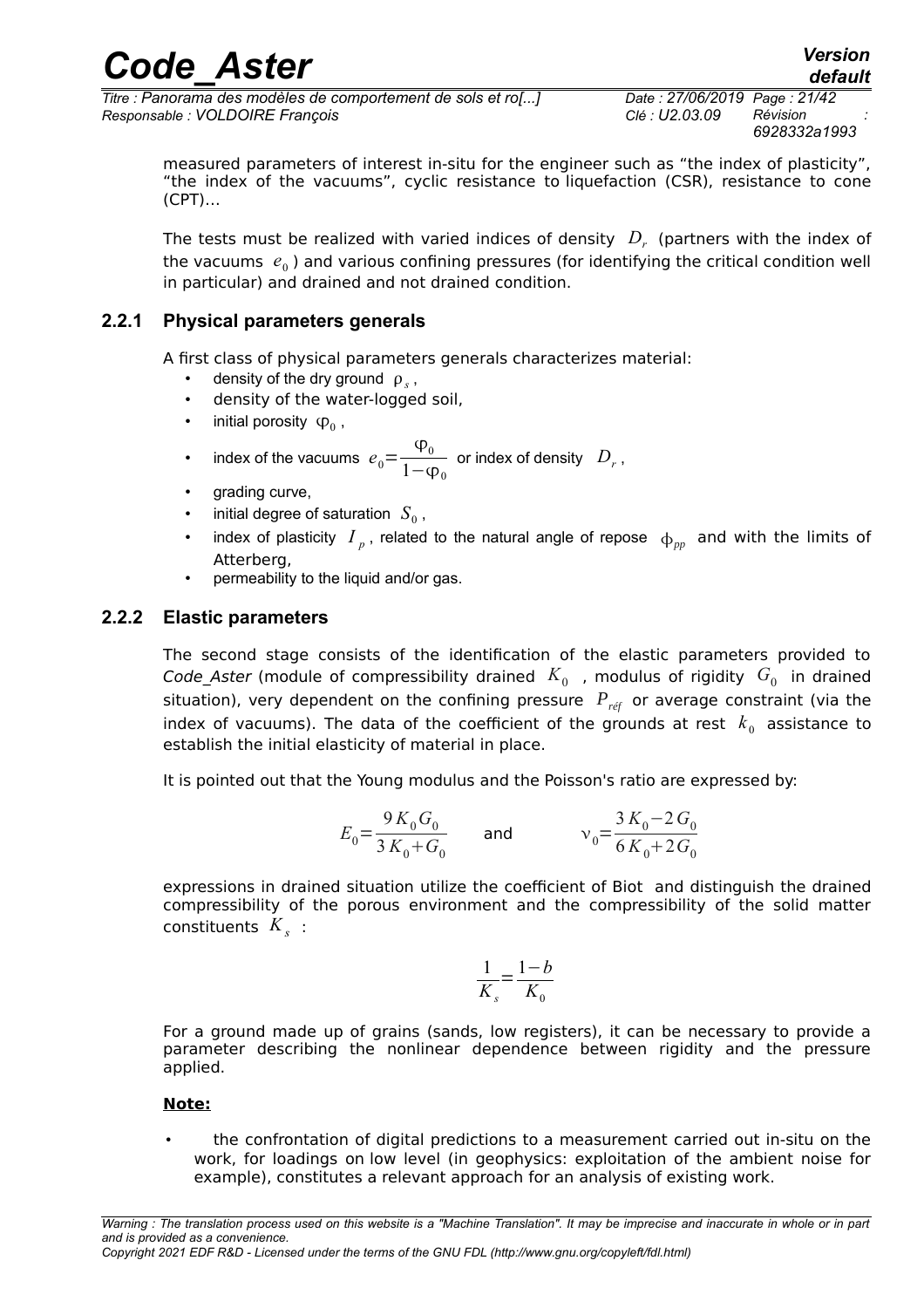measured parameters of interest in-situ for the engineer such as "the index of plasticity", "the index of the vacuums", cyclic resistance to liquefaction (CSR), resistance to cone (CPT)...

The tests must be realized with varied indices of density $D_r$ (partners with the index of the vacuums $e_0$) and various confining pressures (for identifying the critical condition well in particular) and drained and not drained condition.

### 2.2.1 Physical parameters generals

A first class of physical parameters generals characterizes material:

- density of the dry ground $\rho_s$,
- density of the water-logged soil,
- initial porosity $\varphi_0$,
- index of the vacuums $e_0 = \frac{\varphi_0}{1-\varphi_0}$ or index of density $D_r$,
- grading curve,
- initial degree of saturation $S_0$,
- index of plasticity $I_p$, related to the natural angle of repose $\phi_{pp}$ and with the limits of Atterberg,
- permeability to the liquid and/or gas.

### 2.2.2 Elastic parameters

The second stage consists of the identification of the elastic parameters provided to *Code_Aster* (module of compressibility drained $K_0$ , modulus of rigidity $G_0$ in drained situation), very dependent on the confining pressure $P_{réf}$ or average constraint (via the index of vacuums). The data of the coefficient of the grounds at rest $k_0$ assistance to establish the initial elasticity of material in place.

It is pointed out that the Young modulus and the Poisson's ratio are expressed by:

$$E_0 = \frac{9 K_0 G_0}{3 K_0 + G_0} \quad \text{and} \quad \nu_0 = \frac{3 K_0 - 2 G_0}{6 K_0 + 2 G_0}$$

expressions in drained situation utilize the coefficient of Biot and distinguish the drained compressibility of the porous environment and the compressibility of the solid matter constituents $K_s$ :

$$\frac{1}{K_s} = \frac{1-b}{K_0}$$

For a ground made up of grains (sands, low registers), it can be necessary to provide a parameter describing the nonlinear dependence between rigidity and the pressure applied.

**Note:**

- the confrontation of digital predictions to a measurement carried out in-situ on the work, for loadings on low level (in geophysics: exploitation of the ambient noise for example), constitutes a relevant approach for an analysis of existing work.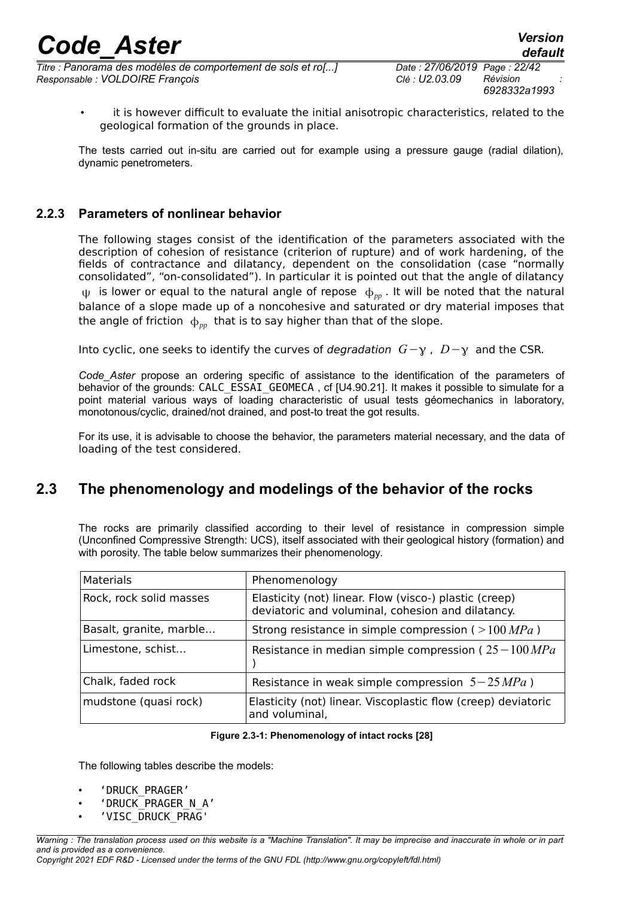- it is however difficult to evaluate the initial anisotropic characteristics, related to the geological formation of the grounds in place.

The tests carried out in-situ are carried out for example using a pressure gauge (radial dilation), dynamic penetrometers.

### 2.2.3 Parameters of nonlinear behavior

The following stages consist of the identification of the parameters associated with the description of cohesion of resistance (criterion of rupture) and of work hardening, of the fields of contractance and dilatancy, dependent on the consolidation (case "normally consolidated", "on-consolidated"). In particular it is pointed out that the angle of dilatancy $\psi$ is lower or equal to the natural angle of repose $\phi_{pp}$. It will be noted that the natural balance of a slope made up of a noncohesive and saturated or dry material imposes that the angle of friction $\phi_{pp}$ that is to say higher than that of the slope.

Into cyclic, one seeks to identify the curves of *degradation* $G-\gamma$, $D-\gamma$ and the CSR.

*Code_Aster* propose an ordering specific of assistance to the identification of the parameters of behavior of the grounds: CALC_ESSAI_GEOMECA , cf [U4.90.21]. It makes it possible to simulate for a point material various ways of loading characteristic of usual tests géomechanics in laboratory, monotonous/cyclic, drained/not drained, and post-to treat the got results.

For its use, it is advisable to choose the behavior, the parameters material necessary, and the data of loading of the test considered.

## 2.3 The phenomenology and modelings of the behavior of the rocks

The rocks are primarily classified according to their level of resistance in compression simple (Unconfined Compressive Strength: UCS), itself associated with their geological history (formation) and with porosity. The table below summarizes their phenomenology.

| Materials | Phenomenology |
|---|---|
| Rock, rock solid masses | Elasticity (not) linear. Flow (visco-) plastic (creep) deviatoric and voluminal, cohesion and dilatancy. |
| Basalt, granite, marble... | Strong resistance in simple compression ( $>100\,MPa$ ) |
| Limestone, schist... | Resistance in median simple compression ( $25-100\,MPa$ ) |
| Chalk, faded rock | Resistance in weak simple compression $5-25\,MPa$ ) |
| mudstone (quasi rock) | Elasticity (not) linear. Viscoplastic flow (creep) deviatoric and voluminal, |

**Figure 2.3-1: Phenomenology of intact rocks [28]**

The following tables describe the models:

- 'DRUCK_PRAGER'
- 'DRUCK_PRAGER_N_A'
- 'VISC_DRUCK_PRAG'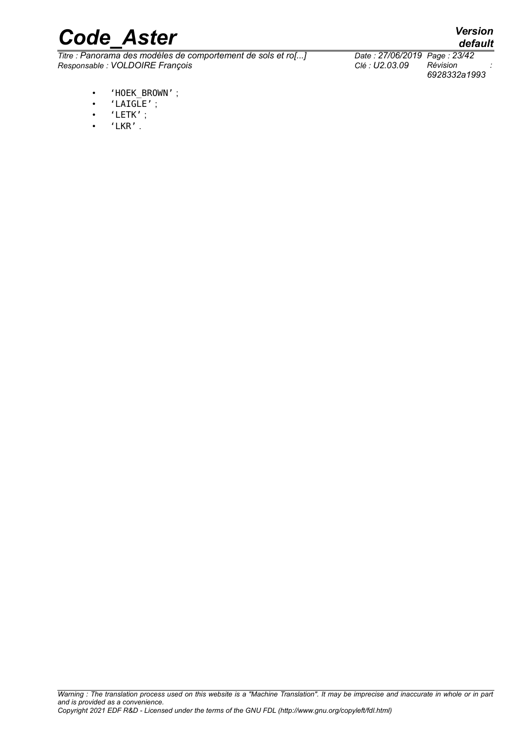- 'HOEK_BROWN' ;
- 'LAIGLE' ;
- 'LETK' ;
- 'LKR' .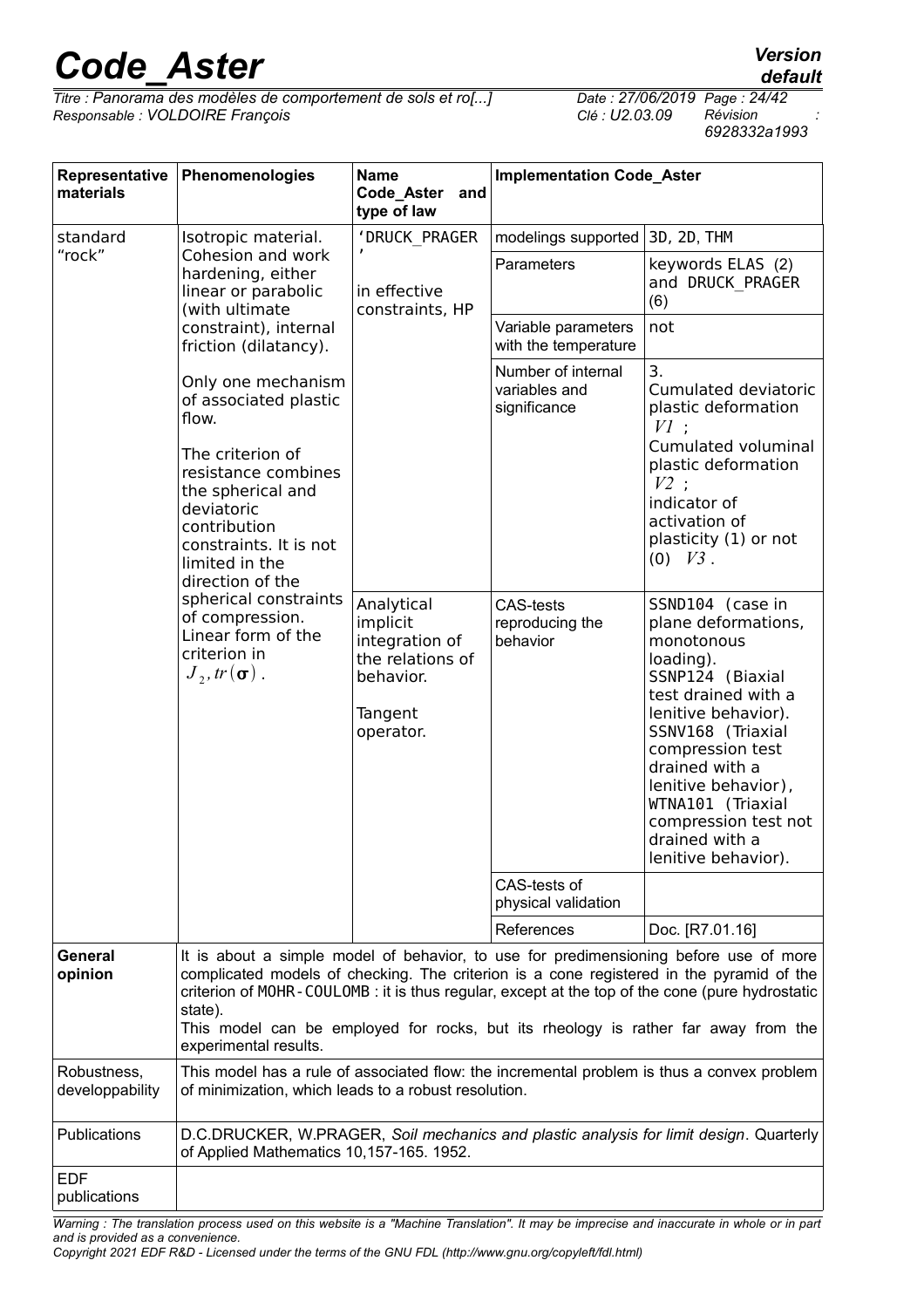| Representative materials | Phenomenologies | Name Code_Aster and type of law | Implementation Code_Aster | |
|---|---|---|---|---|
| standard "rock" | Isotropic material. Cohesion and work hardening, either linear or parabolic (with ultimate constraint), internal friction (dilatancy).<br><br>Only one mechanism of associated plastic flow.<br><br>The criterion of resistance combines the spherical and deviatoric contribution constraints. It is not limited in the direction of the spherical constraints of compression. Linear form of the criterion in $J_2, tr(\boldsymbol{\sigma})$. | 'DRUCK_PRAGER'<br><br>in effective constraints, HP | modelings supported | 3D, 2D, THM |
| | | | Parameters | keywords ELAS (2) and DRUCK_PRAGER (6) |
| | | | Variable parameters with the temperature | not |
| | | | Number of internal variables and significance | 3.<br>Cumulated deviatoric plastic deformation $V1$ ;<br>Cumulated voluminal plastic deformation $V2$ ;<br>indicator of activation of plasticity (1) or not (0) $V3$. |
| | | Analytical implicit integration of the relations of behavior.<br><br>Tangent operator. | CAS-tests reproducing the behavior | SSND104 (case in plane deformations, monotonous loading).<br>SSNP124 (Biaxial test drained with a lenitive behavior).<br>SSNV168 (Triaxial compression test drained with a lenitive behavior),<br>WTNA101 (Triaxial compression test not drained with a lenitive behavior). |
| | | | CAS-tests of physical validation | |
| | | | References | Doc. [R7.01.16] |
| **General opinion** | It is about a simple model of behavior, to use for predimensioning before use of more complicated models of checking. The criterion is a cone registered in the pyramid of the criterion of MOHR-COULOMB : it is thus regular, except at the top of the cone (pure hydrostatic state).<br>This model can be employed for rocks, but its rheology is rather far away from the experimental results. | | | |
| Robustness, developpability | This model has a rule of associated flow: the incremental problem is thus a convex problem of minimization, which leads to a robust resolution. | | | |
| Publications | D.C.DRUCKER, W.PRAGER, *Soil mechanics and plastic analysis for limit design*. Quarterly of Applied Mathematics 10,157-165. 1952. | | | |
| EDF publications | | | | |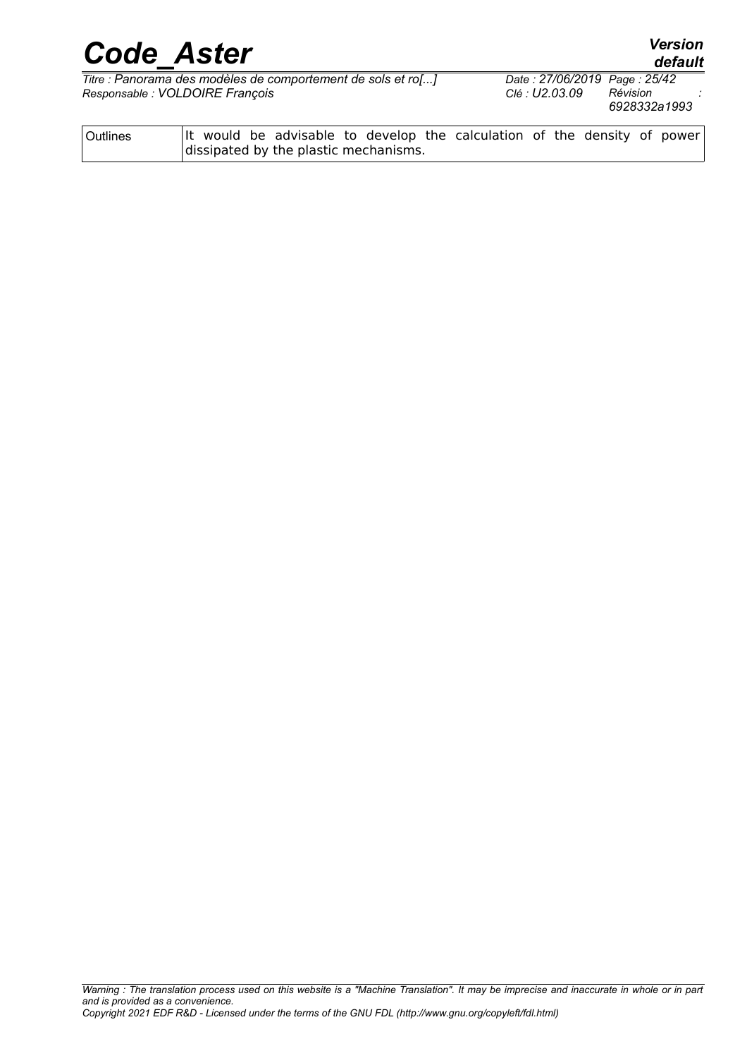| Outlines | It would be advisable to develop the calculation of the density of power dissipated by the plastic mechanisms. |
|---|---|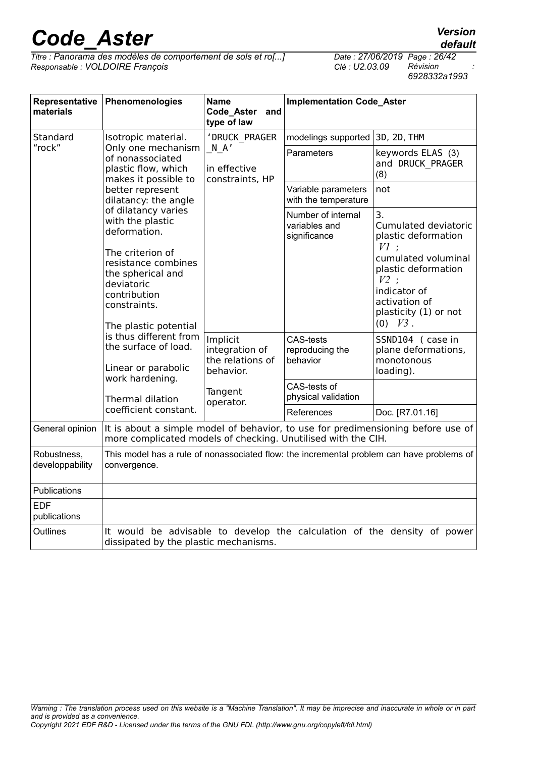| Representative materials | Phenomenologies | Name Code_Aster and type of law | Implementation Code_Aster | |
|---|---|---|---|---|
| Standard "rock" | Isotropic material. Only one mechanism of nonassociated plastic flow, which makes it possible to better represent dilatancy: the angle of dilatancy varies with the plastic deformation.<br><br>The criterion of resistance combines the spherical and deviatoric contribution constraints.<br><br>The plastic potential is thus different from the surface of load.<br><br>Linear or parabolic work hardening.<br><br>Thermal dilation coefficient constant. | 'DRUCK_PRAGER_N_A'<br><br>in effective constraints, HP<br><br>Implicit integration of the relations of behavior.<br><br>Tangent operator. | modelings supported | 3D, 2D, THM |
| | | | Parameters | keywords ELAS (3) and DRUCK_PRAGER (8) |
| | | | Variable parameters with the temperature | not |
| | | | Number of internal variables and significance | 3.<br>Cumulated deviatoric plastic deformation $V1$ ;<br>cumulated voluminal plastic deformation $V2$ ;<br>indicator of activation of plasticity (1) or not (0) $V3$ . |
| | | | CAS-tests reproducing the behavior | SSND104 ( case in plane deformations, monotonous loading). |
| | | | CAS-tests of physical validation | |
| | | | References | Doc. [R7.01.16] |
| General opinion | It is about a simple model of behavior, to use for predimensioning before use of more complicated models of checking. Unutilised with the CIH. | | | |
| Robustness, developpability | This model has a rule of nonassociated flow: the incremental problem can have problems of convergence. | | | |
| Publications | | | | |
| EDF publications | | | | |
| Outlines | It would be advisable to develop the calculation of the density of power dissipated by the plastic mechanisms. | | | |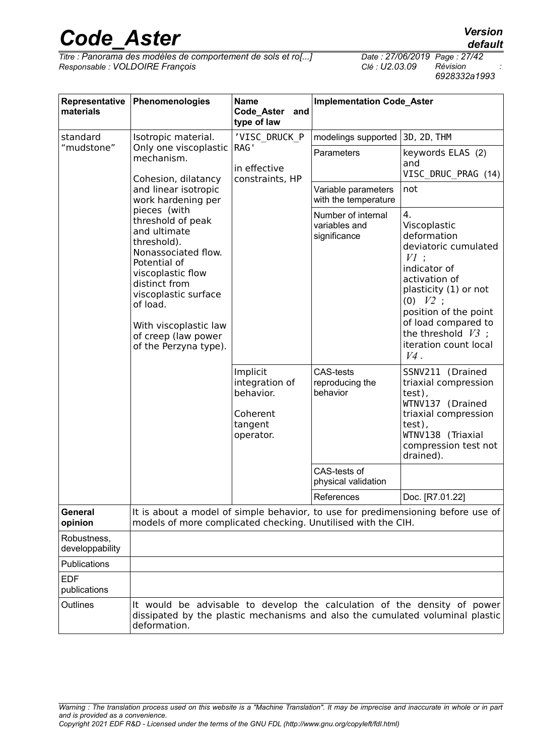| Representative materials | Phenomenologies | Name Code_Aster and type of law | Implementation Code_Aster | |
|---|---|---|---|---|
| standard "mudstone" | Isotropic material. Only one viscoplastic mechanism. Cohesion, dilatancy and linear isotropic work hardening per pieces (with threshold of peak and ultimate threshold). Nonassociated flow. Potential of viscoplastic flow distinct from viscoplastic surface of load. With viscoplastic law of creep (law power of the Perzyna type). | 'VISC_DRUCK_PRAG' in effective constraints, HP | modelings supported | 3D, 2D, THM |
| | | | Parameters | keywords ELAS (2) and VISC_DRUC_PRAG (14) |
| | | | Variable parameters with the temperature | not |
| | | | Number of internal variables and significance | 4. Viscoplastic deformation deviatoric cumulated $V1$ ; indicator of activation of plasticity (1) or not (0) $V2$ ; position of the point of load compared to the threshold $V3$ ; iteration count local $V4$ . |
| | | Implicit integration of behavior. Coherent tangent operator. | CAS-tests reproducing the behavior | SSNV211 (Drained triaxial compression test), WTNV137 (Drained triaxial compression test), WTNV138 (Triaxial compression test not drained). |
| | | | CAS-tests of physical validation | |
| | | | References | Doc. [R7.01.22] |
| **General opinion** | It is about a model of simple behavior, to use for predimensioning before use of models of more complicated checking. Unutilised with the CIH. | | | |
| Robustness, developpability | | | | |
| Publications | | | | |
| EDF publications | | | | |
| Outlines | It would be advisable to develop the calculation of the density of power dissipated by the plastic mechanisms and also the cumulated voluminal plastic deformation. | | | |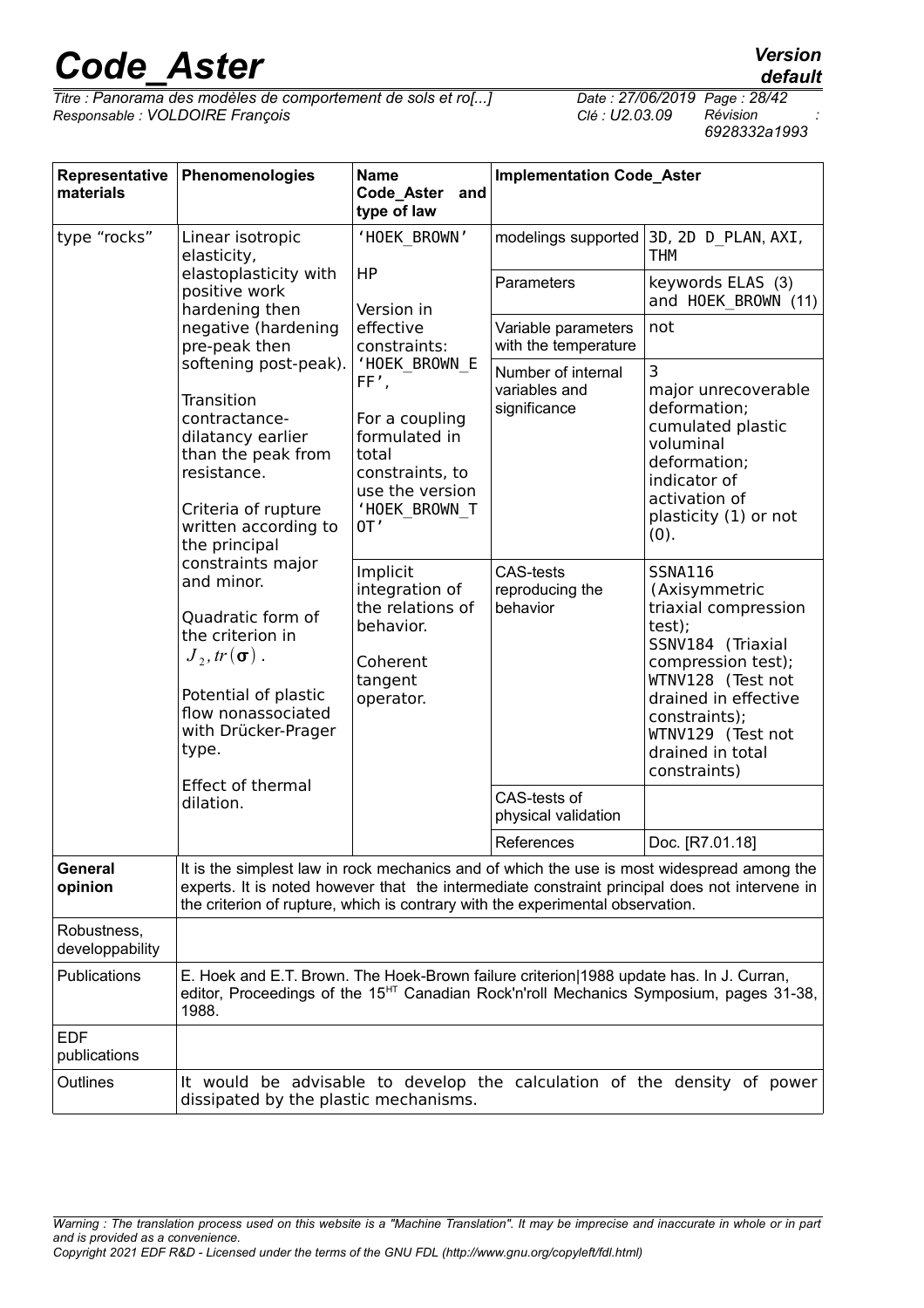| Representative materials | Phenomenologies | Name Code_Aster and type of law | Implementation Code_Aster | |
|---|---|---|---|---|
| type "rocks" | Linear isotropic elasticity, elastoplasticity with positive work hardening then negative (hardening pre-peak then softening post-peak).<br><br>Transition contractance-dilatancy earlier than the peak from resistance.<br><br>Criteria of rupture written according to the principal constraints major and minor.<br><br>Quadratic form of the criterion in $J_2, tr(\boldsymbol{\sigma})$.<br><br>Potential of plastic flow nonassociated with Drücker-Prager type.<br><br>Effect of thermal dilation. | 'HOEK_BROWN'<br><br>HP<br><br>Version in effective constraints: 'HOEK_BROWN_EFF',<br><br>For a coupling formulated in total constraints, to use the version 'HOEK_BROWN_TOT' | modelings supported | 3D, 2D D_PLAN, AXI, THM |
| | | | Parameters | keywords ELAS (3) and HOEK_BROWN (11) |
| | | | Variable parameters with the temperature | not |
| | | | Number of internal variables and significance | 3<br>major unrecoverable deformation;<br>cumulated plastic voluminal deformation;<br>indicator of activation of plasticity (1) or not (0). |
| | | Implicit integration of the relations of behavior.<br><br>Coherent tangent operator. | CAS-tests reproducing the behavior | SSNA116 (Axisymmetric triaxial compression test);<br>SSNV184 (Triaxial compression test);<br>WTNV128 (Test not drained in effective constraints);<br>WTNV129 (Test not drained in total constraints) |
| | | | CAS-tests of physical validation | |
| | | | References | Doc. [R7.01.18] |
| **General opinion** | It is the simplest law in rock mechanics and of which the use is most widespread among the experts. It is noted however that the intermediate constraint principal does not intervene in the criterion of rupture, which is contrary with the experimental observation. | | | |
| Robustness, developpability | | | | |
| Publications | E. Hoek and E.T. Brown. The Hoek-Brown failure criterion\|1988 update has. In J. Curran, editor, Proceedings of the 15[HT] Canadian Rock'n'roll Mechanics Symposium, pages 31-38, 1988. | | | |
| EDF publications | | | | |
| Outlines | It would be advisable to develop the calculation of the density of power dissipated by the plastic mechanisms. | | | |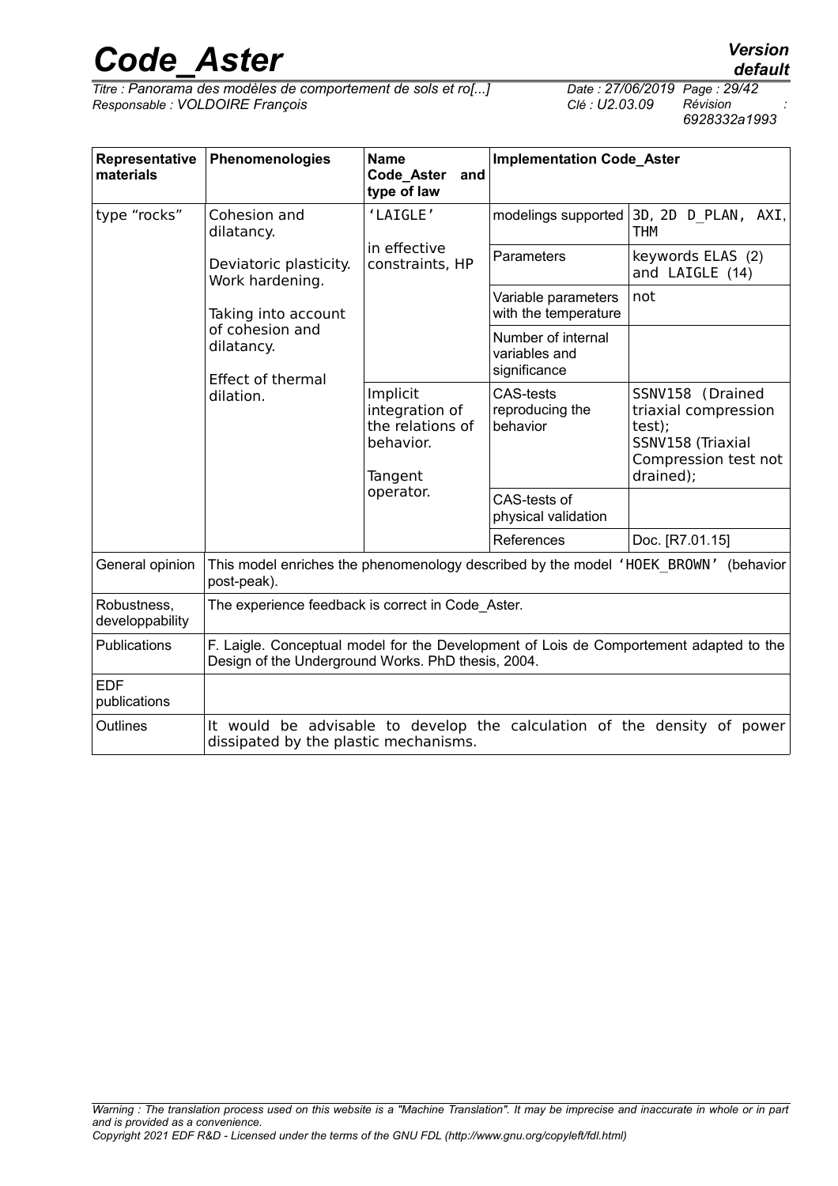| Representative materials | Phenomenologies | Name Code_Aster and type of law | Implementation Code_Aster | |
|---|---|---|---|---|
| type "rocks" | Cohesion and dilatancy.<br><br>Deviatoric plasticity. Work hardening.<br><br>Taking into account of cohesion and dilatancy.<br><br>Effect of thermal dilation. | 'LAIGLE'<br><br>in effective constraints, HP | modelings supported | 3D, 2D D_PLAN, AXI, THM |
| | | | Parameters | keywords ELAS (2) and LAIGLE (14) |
| | | | Variable parameters with the temperature | not |
| | | | Number of internal variables and significance | |
| | | Implicit integration of the relations of behavior.<br><br>Tangent operator. | CAS-tests reproducing the behavior | SSNV158 (Drained triaxial compression test);<br>SSNV158 (Triaxial Compression test not drained); |
| | | | CAS-tests of physical validation | |
| | | | References | Doc. [R7.01.15] |
| General opinion | This model enriches the phenomenology described by the model 'HOEK_BROWN' (behavior post-peak). | | | |
| Robustness, developpability | The experience feedback is correct in Code_Aster. | | | |
| Publications | F. Laigle. Conceptual model for the Development of Lois de Comportement adapted to the Design of the Underground Works. PhD thesis, 2004. | | | |
| EDF publications | | | | |
| Outlines | It would be advisable to develop the calculation of the density of power dissipated by the plastic mechanisms. | | | |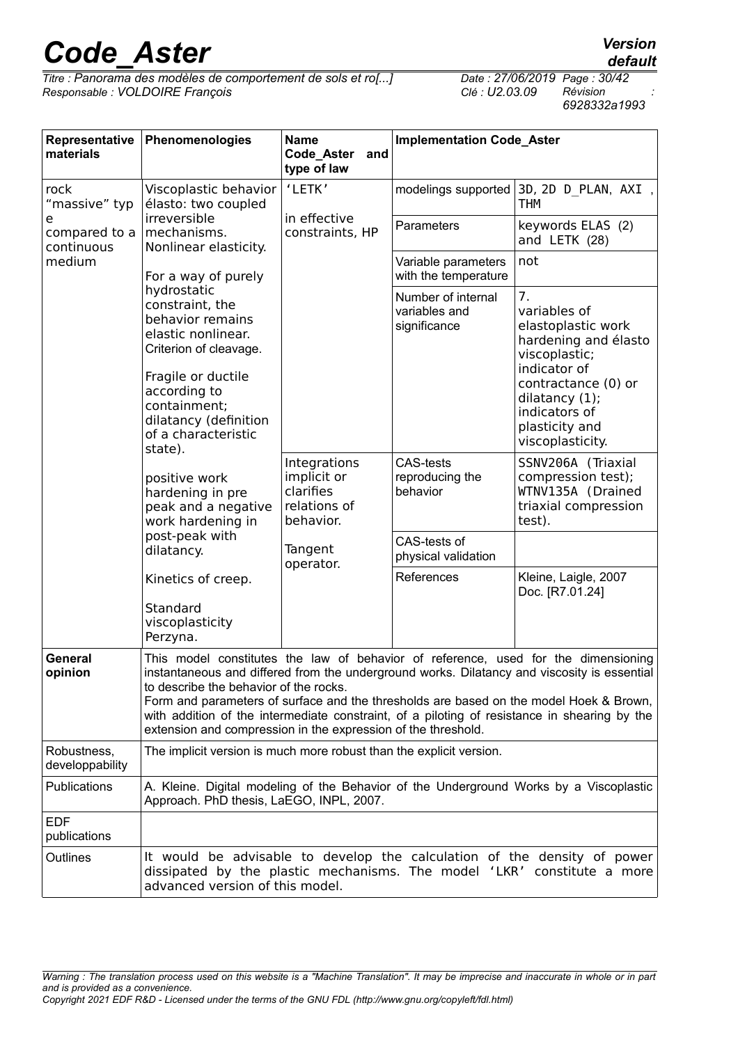| Representative materials | Phenomenologies | Name Code_Aster and type of law | Implementation Code_Aster | |
|---|---|---|---|---|
| rock "massive" type compared to a continuous medium | Viscoplastic behavior élasto: two coupled irreversible mechanisms. Nonlinear elasticity.<br><br>For a way of purely hydrostatic constraint, the behavior remains elastic nonlinear. Criterion of cleavage.<br><br>Fragile or ductile according to containment; dilatancy (definition of a characteristic state).<br><br>positive work hardening in pre peak and a negative work hardening in post-peak with dilatancy.<br><br>Kinetics of creep.<br><br>Standard viscoplasticity Perzyna. | 'LETK'<br><br>in effective constraints, HP<br><br>Integrations implicit or clarifies relations of behavior.<br><br>Tangent operator. | modelings supported | 3D, 2D D_PLAN, AXI , THM |
| | | | Parameters | keywords ELAS (2) and LETK (28) |
| | | | Variable parameters with the temperature | not |
| | | | Number of internal variables and significance | 7.<br>variables of elastoplastic work hardening and élasto viscoplastic;<br>indicator of contractance (0) or dilatancy (1);<br>indicators of plasticity and viscoplasticity. |
| | | | CAS-tests reproducing the behavior | SSNV206A (Triaxial compression test); WTNV135A (Drained triaxial compression test). |
| | | | CAS-tests of physical validation | |
| | | | References | Kleine, Laigle, 2007 Doc. [R7.01.24] |
| **General opinion** | This model constitutes the law of behavior of reference, used for the dimensioning instantaneous and differed from the underground works. Dilatancy and viscosity is essential to describe the behavior of the rocks.<br>Form and parameters of surface and the thresholds are based on the model Hoek & Brown, with addition of the intermediate constraint, of a piloting of resistance in shearing by the extension and compression in the expression of the threshold. | | | |
| Robustness, developpability | The implicit version is much more robust than the explicit version. | | | |
| Publications | A. Kleine. Digital modeling of the Behavior of the Underground Works by a Viscoplastic Approach. PhD thesis, LaEGO, INPL, 2007. | | | |
| EDF publications | | | | |
| Outlines | It would be advisable to develop the calculation of the density of power dissipated by the plastic mechanisms. The model 'LKR' constitute a more advanced version of this model. | | | |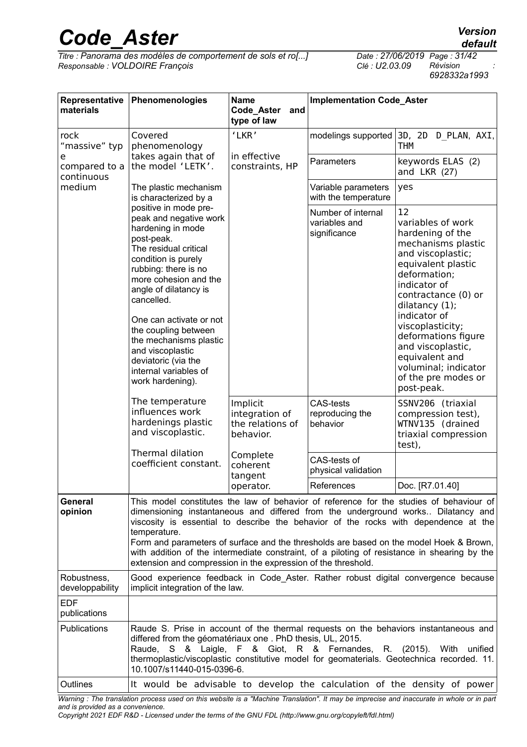| Representative materials | Phenomenologies | Name Code_Aster and type of law | Implementation Code_Aster | |
|---|---|---|---|---|
| rock "massive" type compared to a continuous medium | Covered phenomenology takes again that of the model 'LETK'.<br><br>The plastic mechanism is characterized by a positive in mode pre-peak and negative work hardening in mode post-peak.<br>The residual critical condition is purely rubbing: there is no more cohesion and the angle of dilatancy is cancelled.<br><br>One can activate or not the coupling between the mechanisms plastic and viscoplastic deviatoric (via the internal variables of work hardening).<br><br>The temperature influences work hardenings plastic and viscoplastic.<br><br>Thermal dilation coefficient constant. | 'LKR'<br><br>in effective constraints, HP<br><br>Implicit integration of the relations of behavior.<br><br>Complete coherent tangent operator. | modelings supported | 3D, 2D D_PLAN, AXI, THM |
| | | | Parameters | keywords ELAS (2) and LKR (27) |
| | | | Variable parameters with the temperature | yes |
| | | | Number of internal variables and significance | 12<br>variables of work hardening of the mechanisms plastic and viscoplastic; equivalent plastic deformation; indicator of contractance (0) or dilatancy (1); indicator of viscoplasticity; deformations figure and viscoplastic, equivalent and voluminal; indicator of the pre modes or post-peak. |
| | | | CAS-tests reproducing the behavior | SSNV206 (triaxial compression test), WTNV135 (drained triaxial compression test), |
| | | | CAS-tests of physical validation | |
| | | | References | Doc. [R7.01.40] |
| **General opinion** | This model constitutes the law of behavior of reference for the studies of behaviour of dimensioning instantaneous and differed from the underground works.. Dilatancy and viscosity is essential to describe the behavior of the rocks with dependence at the temperature.<br>Form and parameters of surface and the thresholds are based on the model Hoek & Brown, with addition of the intermediate constraint, of a piloting of resistance in shearing by the extension and compression in the expression of the threshold. | | | |
| Robustness, developpability | Good experience feedback in Code_Aster. Rather robust digital convergence because implicit integration of the law. | | | |
| EDF publications | | | | |
| Publications | Raude S. Prise in account of the thermal requests on the behaviors instantaneous and differed from the géomatériaux one . PhD thesis, UL, 2015.<br>Raude, S & Laigle, F & Giot, R & Fernandes, R. (2015). With unified thermoplastic/viscoplastic constitutive model for geomaterials. Geotechnica recorded. 11. 10.1007/s11440-015-0396-6. | | | |
| Outlines | It would be advisable to develop the calculation of the density of power | | | |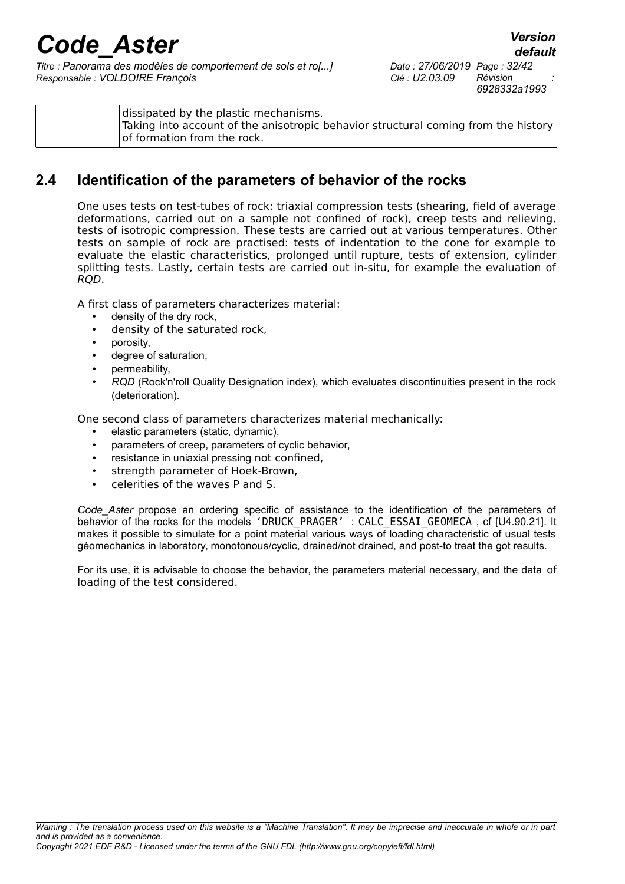| | dissipated by the plastic mechanisms. Taking into account of the anisotropic behavior structural coming from the history of formation from the rock. |
|---|---|

## 2.4 Identification of the parameters of behavior of the rocks

One uses tests on test-tubes of rock: triaxial compression tests (shearing, field of average deformations, carried out on a sample not confined of rock), creep tests and relieving, tests of isotropic compression. These tests are carried out at various temperatures. Other tests on sample of rock are practised: tests of indentation to the cone for example to evaluate the elastic characteristics, prolonged until rupture, tests of extension, cylinder splitting tests. Lastly, certain tests are carried out in-situ, for example the evaluation of *RQD*.

A first class of parameters characterizes material:

- density of the dry rock,
- density of the saturated rock,
- porosity,
- degree of saturation,
- permeability,
- *RQD* (Rock'n'roll Quality Designation index), which evaluates discontinuities present in the rock (deterioration).

One second class of parameters characterizes material mechanically:

- elastic parameters (static, dynamic),
- parameters of creep, parameters of cyclic behavior,
- resistance in uniaxial pressing not confined,
- strength parameter of Hoek-Brown,
- celerities of the waves P and S.

*Code_Aster* propose an ordering specific of assistance to the identification of the parameters of behavior of the rocks for the models 'DRUCK_PRAGER' : CALC_ESSAI_GEOMECA , cf [U4.90.21]. It makes it possible to simulate for a point material various ways of loading characteristic of usual tests géomechanics in laboratory, monotonous/cyclic, drained/not drained, and post-to treat the got results.

For its use, it is advisable to choose the behavior, the parameters material necessary, and the data of loading of the test considered.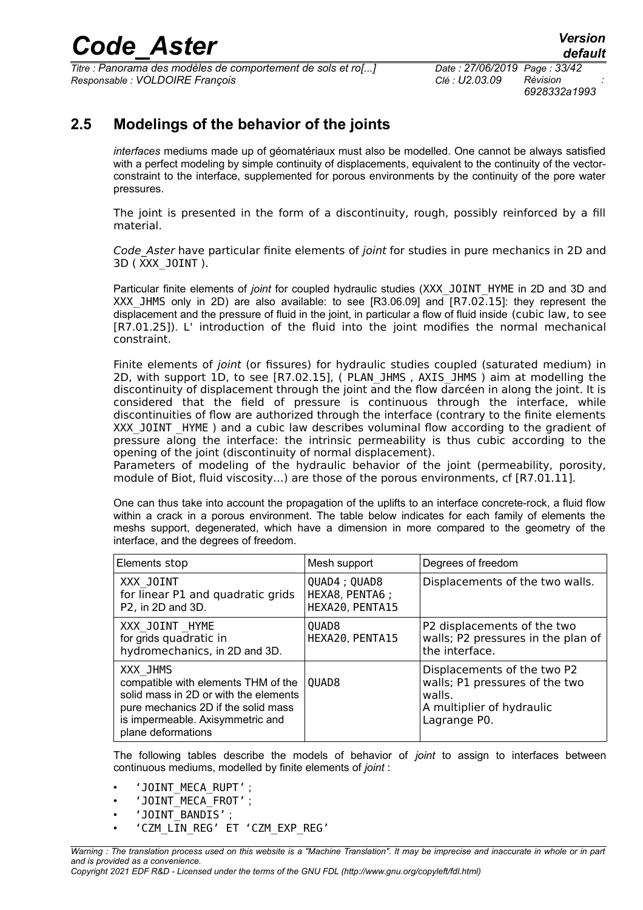## 2.5 Modelings of the behavior of the joints

*interfaces* mediums made up of géomatériaux must also be modelled. One cannot be always satisfied with a perfect modeling by simple continuity of displacements, equivalent to the continuity of the vector-constraint to the interface, supplemented for porous environments by the continuity of the pore water pressures.

The joint is presented in the form of a discontinuity, rough, possibly reinforced by a fill material.

*Code_Aster* have particular finite elements of *joint* for studies in pure mechanics in 2D and 3D ( XXX_JOINT ).

Particular finite elements of *joint* for coupled hydraulic studies (XXX_JOINT_HYME in 2D and 3D and XXX_JHMS only in 2D) are also available: to see [R3.06.09] and [R7.02.15]: they represent the displacement and the pressure of fluid in the joint, in particular a flow of fluid inside (cubic law, to see [R7.01.25]). L' introduction of the fluid into the joint modifies the normal mechanical constraint.

Finite elements of *joint* (or fissures) for hydraulic studies coupled (saturated medium) in 2D, with support 1D, to see [R7.02.15], ( PLAN_JHMS , AXIS_JHMS ) aim at modelling the discontinuity of displacement through the joint and the flow darcéen in along the joint. It is considered that the field of pressure is continuous through the interface, while discontinuities of flow are authorized through the interface (contrary to the finite elements XXX_JOINT _HYME ) and a cubic law describes voluminal flow according to the gradient of pressure along the interface: the intrinsic permeability is thus cubic according to the opening of the joint (discontinuity of normal displacement).
Parameters of modeling of the hydraulic behavior of the joint (permeability, porosity, module of Biot, fluid viscosity…) are those of the porous environments, cf [R7.01.11].

One can thus take into account the propagation of the uplifts to an interface concrete-rock, a fluid flow within a crack in a porous environment. The table below indicates for each family of elements the meshs support, degenerated, which have a dimension in more compared to the geometry of the interface, and the degrees of freedom.

| Elements stop | Mesh support | Degrees of freedom |
|---|---|---|
| XXX_JOINT<br>for linear P1 and quadratic grids P2, in 2D and 3D. | QUAD4 ; QUAD8<br>HEXA8, PENTA6 ;<br>HEXA20, PENTA15 | Displacements of the two walls. |
| XXX_JOINT _HYME<br>for grids quadratic in hydromechanics, in 2D and 3D. | QUAD8<br>HEXA20, PENTA15 | P2 displacements of the two walls; P2 pressures in the plan of the interface. |
| XXX_JHMS<br>compatible with elements THM of the solid mass in 2D or with the elements pure mechanics 2D if the solid mass is impermeable. Axisymmetric and plane deformations | QUAD8 | Displacements of the two P2 walls; P1 pressures of the two walls.<br>A multiplier of hydraulic Lagrange P0. |

The following tables describe the models of behavior of *joint* to assign to interfaces between continuous mediums, modelled by finite elements of *joint* :

- 'JOINT_MECA_RUPT' ;
- 'JOINT_MECA_FROT' ;
- 'JOINT_BANDIS' ;
- 'CZM_LIN_REG' ET 'CZM_EXP_REG'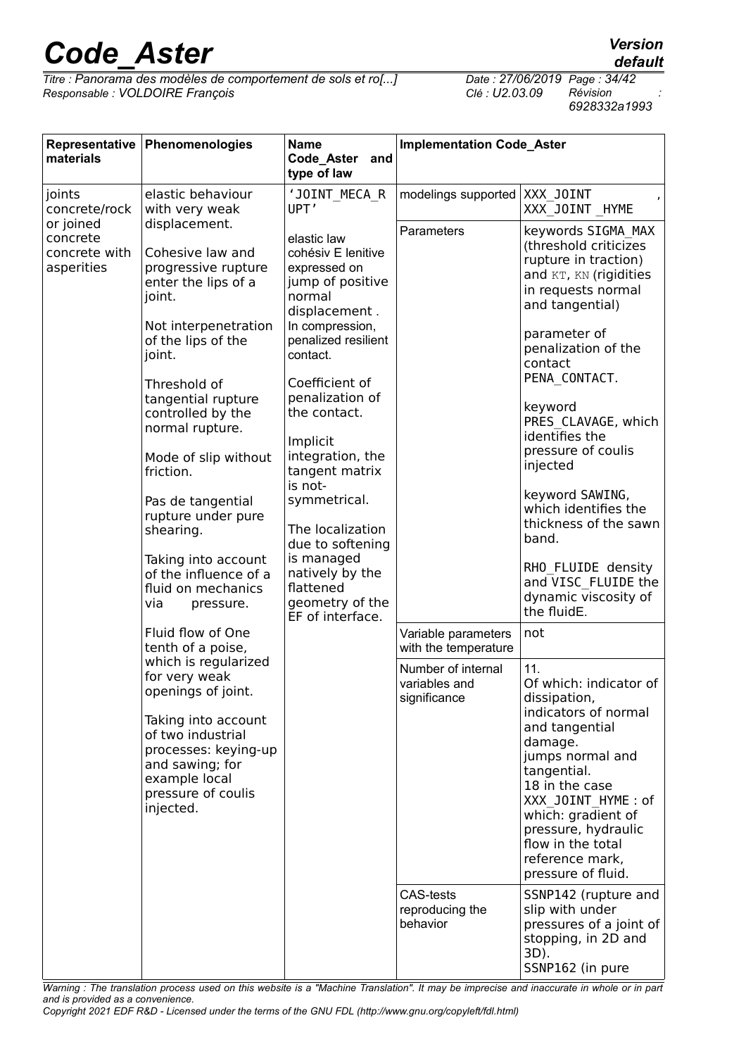| Representative materials | Phenomenologies | Name Code_Aster and type of law | Implementation Code_Aster | |
|---|---|---|---|---|
| joints concrete/rock or joined concrete concrete with asperities | elastic behaviour with very weak displacement.<br><br>Cohesive law and progressive rupture enter the lips of a joint.<br><br>Not interpenetration of the lips of the joint.<br><br>Threshold of tangential rupture controlled by the normal rupture.<br><br>Mode of slip without friction.<br><br>Pas de tangential rupture under pure shearing.<br><br>Taking into account of the influence of a fluid on mechanics via pressure.<br><br>Fluid flow of One tenth of a poise, which is regularized for very weak openings of joint.<br><br>Taking into account of two industrial processes: keying-up and sawing; for example local pressure of coulis injected. | 'JOINT_MECA_RUPT'<br><br>elastic law cohésiv E lenitive expressed on jump of positive normal displacement . In compression, penalized resilient contact.<br><br>Coefficient of penalization of the contact.<br><br>Implicit integration, the tangent matrix is not-symmetrical.<br><br>The localization due to softening is managed natively by the flattened geometry of the EF of interface. | modelings supported | XXX_JOINT , XXX_JOINT _HYME |
| | | | Parameters | keywords SIGMA_MAX (threshold criticizes rupture in traction) and KT, KN (rigidities in requests normal and tangential)<br><br>parameter of penalization of the contact PENA_CONTACT.<br><br>keyword PRES_CLAVAGE, which identifies the pressure of coulis injected<br><br>keyword SAWING, which identifies the thickness of the sawn band.<br><br>RHO_FLUIDE density and VISC_FLUIDE the dynamic viscosity of the fluidE. |
| | | | Variable parameters with the temperature | not |
| | | | Number of internal variables and significance | 11.<br>Of which: indicator of dissipation, indicators of normal and tangential damage.<br>jumps normal and tangential.<br>18 in the case XXX_JOINT_HYME : of which: gradient of pressure, hydraulic flow in the total reference mark, pressure of fluid. |
| | | | CAS-tests reproducing the behavior | SSNP142 (rupture and slip with under pressures of a joint of stopping, in 2D and 3D).<br>SSNP162 (in pure |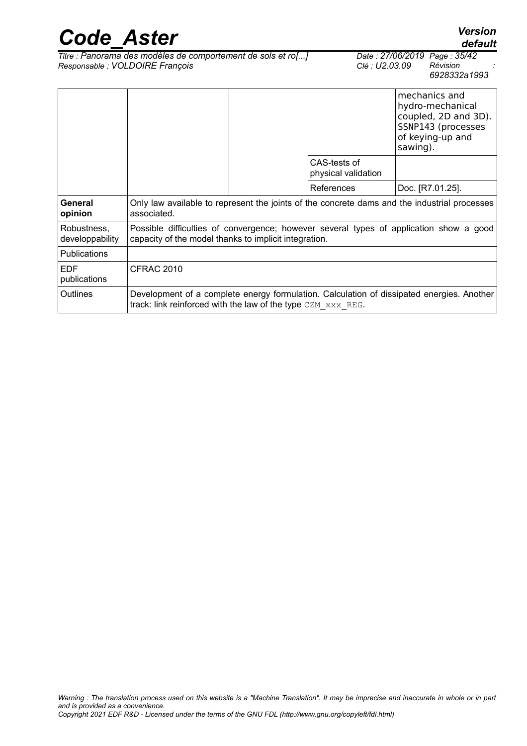| | | | | |
|---|---|---|---|---|
| | | | | mechanics and hydro-mechanical coupled, 2D and 3D). SSNP143 (processes of keying-up and sawing). |
| | | | CAS-tests of physical validation | |
| | | | References | Doc. [R7.01.25]. |
| **General opinion** | Only law available to represent the joints of the concrete dams and the industrial processes associated. | | | |
| Robustness, developpability | Possible difficulties of convergence; however several types of application show a good capacity of the model thanks to implicit integration. | | | |
| Publications | | | | |
| EDF publications | CFRAC 2010 | | | |
| Outlines | Development of a complete energy formulation. Calculation of dissipated energies. Another track: link reinforced with the law of the type CZM_xxx_REG. | | | |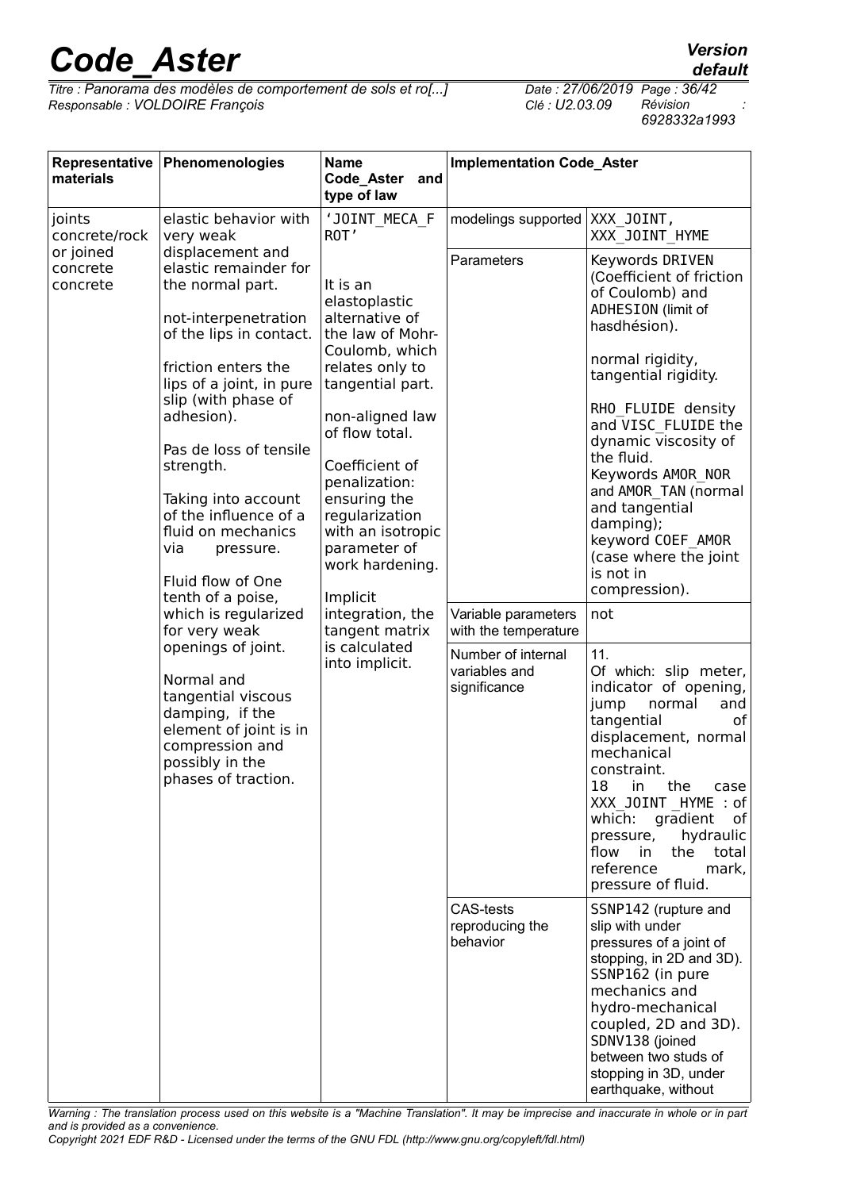| Representative materials | Phenomenologies | Name Code_Aster and type of law | Implementation Code_Aster | |
|---|---|---|---|---|
| joints concrete/rock or joined concrete concrete | elastic behavior with very weak displacement and elastic remainder for the normal part.<br><br>not-interpenetration of the lips in contact.<br><br>friction enters the lips of a joint, in pure slip (with phase of adhesion).<br><br>Pas de loss of tensile strength.<br><br>Taking into account of the influence of a fluid on mechanics via pressure.<br><br>Fluid flow of One tenth of a poise, which is regularized for very weak openings of joint.<br><br>Normal and tangential viscous damping, if the element of joint is in compression and possibly in the phases of traction. | 'JOINT_MECA_FROT'<br><br>It is an elastoplastic alternative of the law of Mohr-Coulomb, which relates only to tangential part.<br><br>non-aligned law of flow total.<br><br>Coefficient of penalization: ensuring the regularization with an isotropic parameter of work hardening.<br><br>Implicit integration, the tangent matrix is calculated into implicit. | modelings supported | XXX_JOINT, XXX_JOINT_HYME |
| | | | Parameters | Keywords DRIVEN (Coefficient of friction of Coulomb) and ADHESION (limit of hasdhésion).<br><br>normal rigidity, tangential rigidity.<br><br>RHO_FLUIDE density and VISC_FLUIDE the dynamic viscosity of the fluid.<br>Keywords AMOR_NOR and AMOR_TAN (normal and tangential damping);<br>keyword COEF_AMOR (case where the joint is not in compression). |
| | | | Variable parameters with the temperature | not |
| | | | Number of internal variables and significance | 11.<br>Of which: slip meter, indicator of opening, jump normal and tangential of displacement, normal mechanical constraint.<br>18 in the case XXX_JOINT _HYME : of which: gradient of pressure, hydraulic flow in the total reference mark, pressure of fluid. |
| | | | CAS-tests reproducing the behavior | SSNP142 (rupture and slip with under pressures of a joint of stopping, in 2D and 3D).<br>SSNP162 (in pure mechanics and hydro-mechanical coupled, 2D and 3D).<br>SDNV138 (joined between two studs of stopping in 3D, under earthquake, without |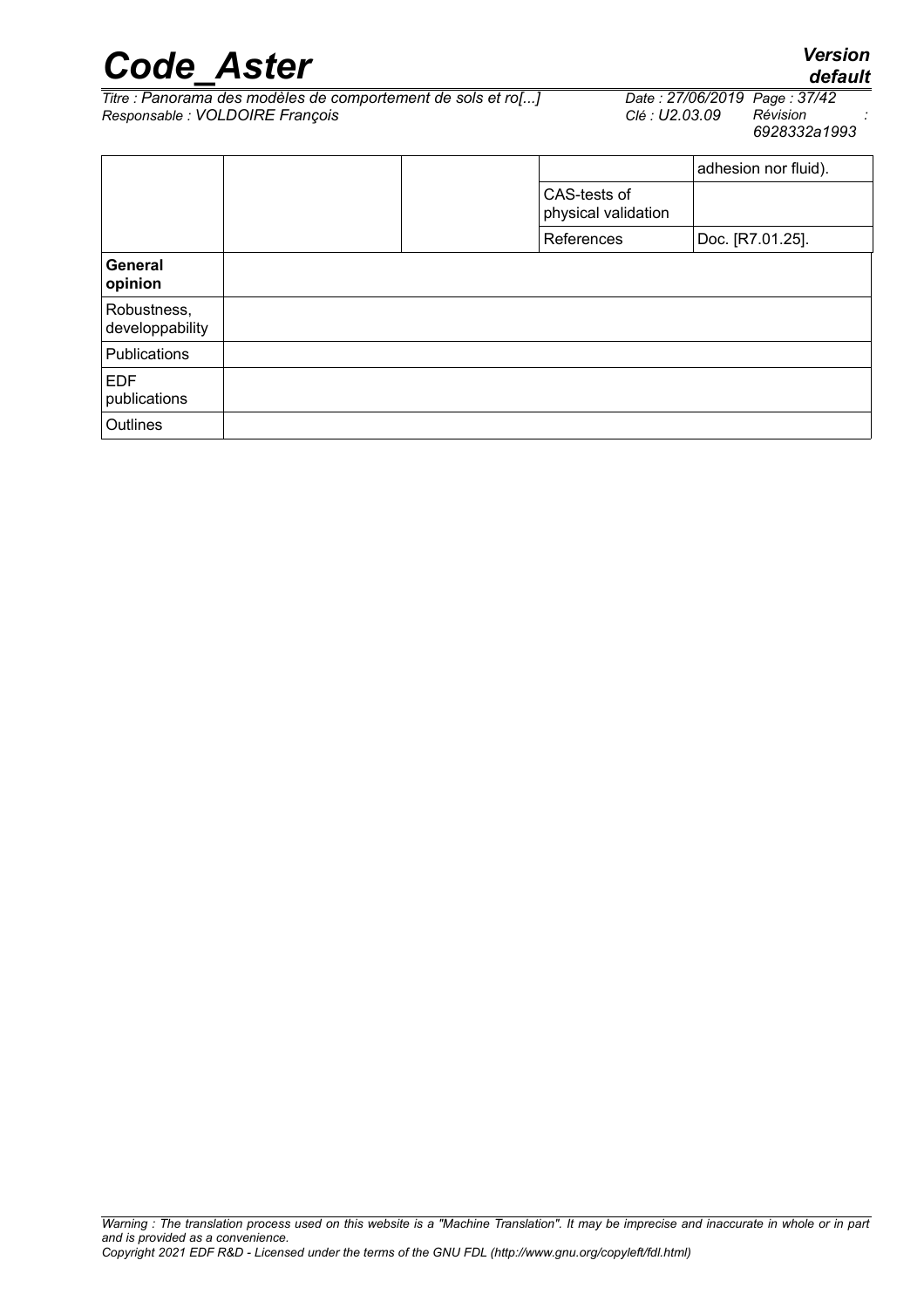| | | | | |
|---|---|---|---|---|
| | | | | adhesion nor fluid). |
| | | | CAS-tests of physical validation | |
| | | | References | Doc. [R7.01.25]. |
| **General opinion** | | | | |
| Robustness, developpability | | | | |
| Publications | | | | |
| EDF publications | | | | |
| Outlines | | | | |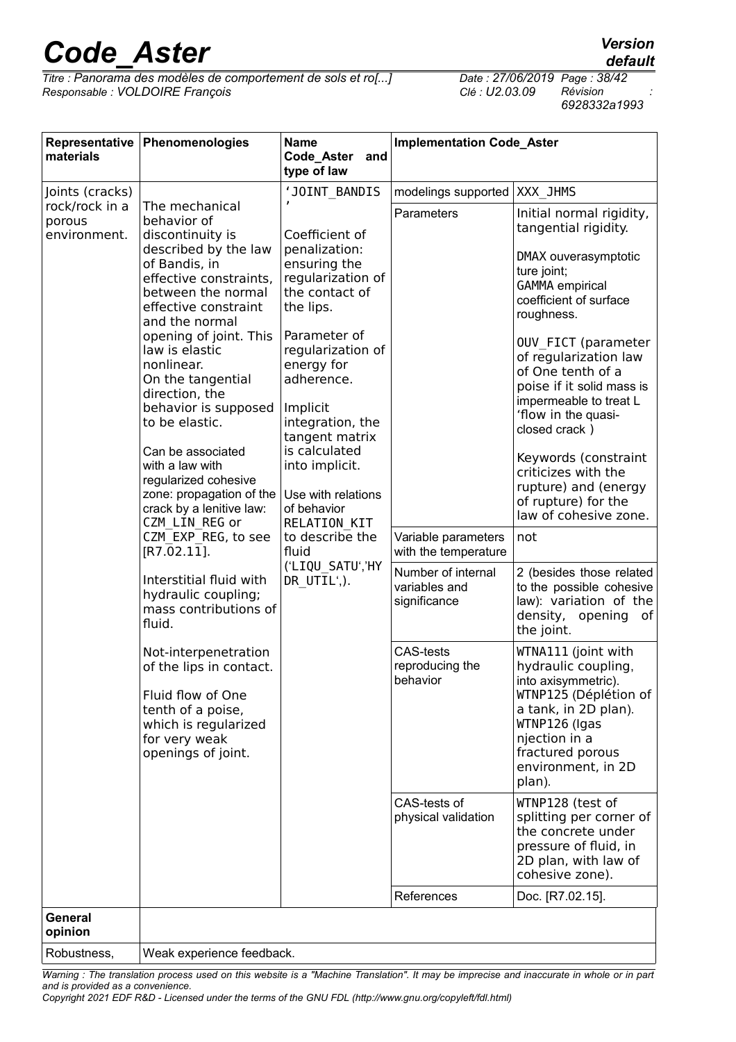| Representative materials | Phenomenologies | Name Code_Aster and type of law | Implementation Code_Aster | |
|---|---|---|---|---|
| Joints (cracks) rock/rock in a porous environment. | The mechanical behavior of discontinuity is described by the law of Bandis, in effective constraints, between the normal effective constraint and the normal opening of joint. This law is elastic nonlinear.<br>On the tangential direction, the behavior is supposed to be elastic.<br><br>Can be associated with a law with regularized cohesive zone: propagation of the crack by a lenitive law: CZM_LIN_REG or CZM_EXP_REG, to see [R7.02.11].<br><br>Interstitial fluid with hydraulic coupling; mass contributions of fluid.<br><br>Not-interpenetration of the lips in contact.<br><br>Fluid flow of One tenth of a poise, which is regularized for very weak openings of joint. | 'JOINT_BANDIS'<br><br>Coefficient of penalization: ensuring the regularization of the contact of the lips.<br><br>Parameter of regularization of energy for adherence.<br><br>Implicit integration, the tangent matrix is calculated into implicit.<br><br>Use with relations of behavior RELATION_KIT to describe the fluid ('LIQU_SATU','HYDR_UTIL',). | modelings supported | XXX_JHMS |
| | | | Parameters | Initial normal rigidity, tangential rigidity.<br><br>DMAX ouverasymptotic ture joint;<br>GAMMA empirical coefficient of surface roughness.<br><br>OUV_FICT (parameter of regularization law of One tenth of a poise if it solid mass is impermeable to treat L 'flow in the quasi-closed crack )<br><br>Keywords (constraint criticizes with the rupture) and (energy of rupture) for the law of cohesive zone. |
| | | | Variable parameters with the temperature | not |
| | | | Number of internal variables and significance | 2 (besides those related to the possible cohesive law): variation of the density, opening of the joint. |
| | | | CAS-tests reproducing the behavior | WTNA111 (joint with hydraulic coupling, into axisymmetric).<br>WTNP125 (Déplétion of a tank, in 2D plan).<br>WTNP126 (Igas njection in a fractured porous environment, in 2D plan). |
| | | | CAS-tests of physical validation | WTNP128 (test of splitting per corner of the concrete under pressure of fluid, in 2D plan, with law of cohesive zone). |
| | | | References | Doc. [R7.02.15]. |
| **General opinion** | | | | |
| Robustness, | Weak experience feedback. | | | |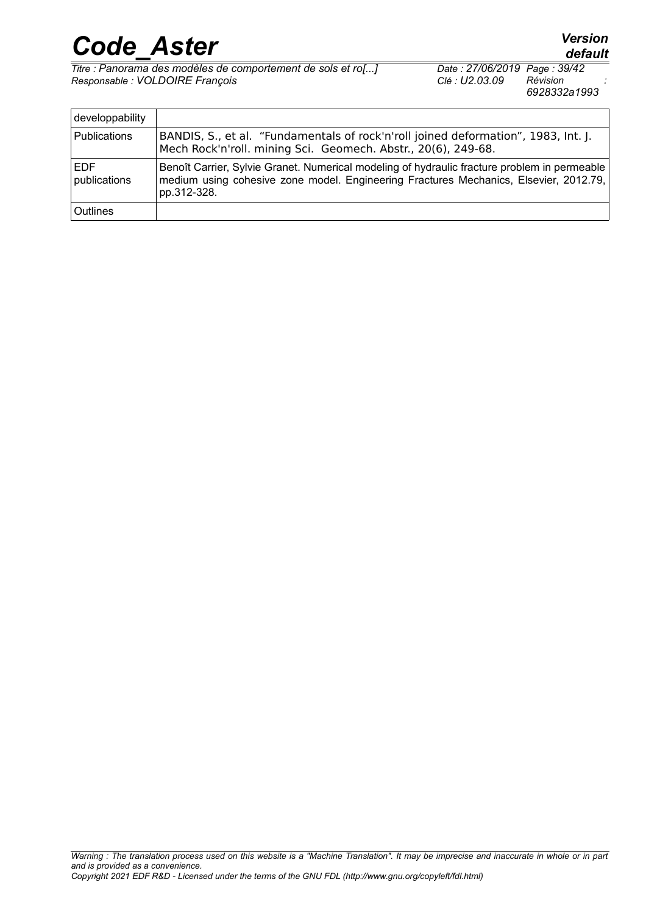| developpability | |
|---|---|
| Publications | BANDIS, S., et al. “Fundamentals of rock'n'roll joined deformation”, 1983, Int. J. Mech Rock'n'roll. mining Sci. Geomech. Abstr., 20(6), 249-68. |
| EDF publications | Benoît Carrier, Sylvie Granet. Numerical modeling of hydraulic fracture problem in permeable medium using cohesive zone model. Engineering Fractures Mechanics, Elsevier, 2012.79, pp.312-328. |
| Outlines | |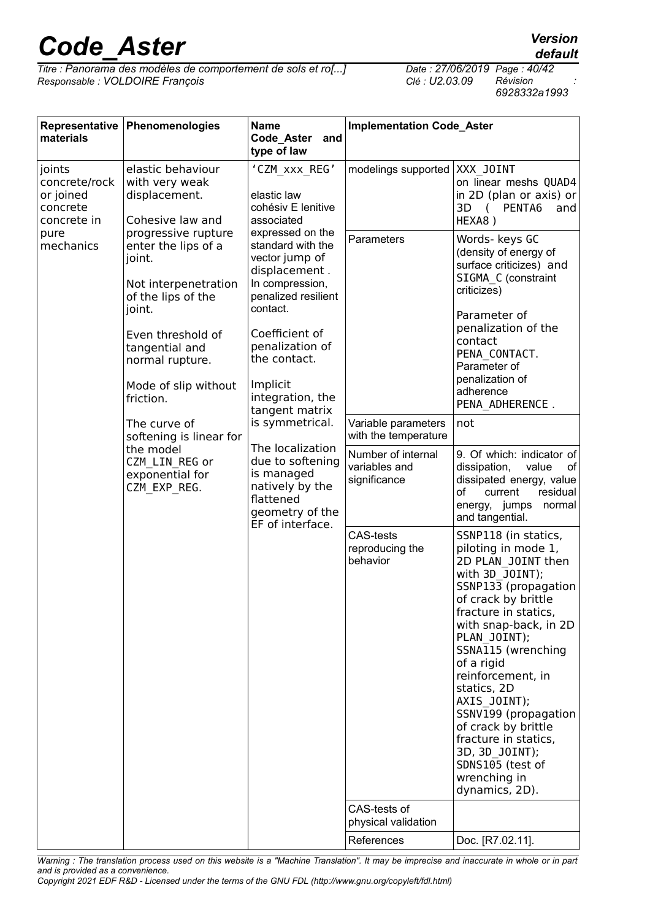| Representative materials | Phenomenologies | Name Code_Aster and type of law | Implementation Code_Aster | |
|---|---|---|---|---|
| joints concrete/rock or joined concrete concrete in pure mechanics | elastic behaviour with very weak displacement.<br><br>Cohesive law and progressive rupture enter the lips of a joint.<br><br>Not interpenetration of the lips of the joint.<br><br>Even threshold of tangential and normal rupture.<br><br>Mode of slip without friction.<br><br>The curve of softening is linear for the model CZM_LIN_REG or exponential for CZM_EXP_REG. | 'CZM_xxx_REG'<br><br>elastic law cohésiv E lenitive associated expressed on the standard with the vector jump of displacement . In compression, penalized resilient contact.<br><br>Coefficient of penalization of the contact.<br><br>Implicit integration, the tangent matrix is symmetrical.<br><br>The localization due to softening is managed natively by the flattened geometry of the EF of interface. | modelings supported | XXX_JOINT on linear meshs QUAD4 in 2D (plan or axis) or 3D ( PENTA6 and HEXA8 ) |
| | | | Parameters | Words- keys GC (density of energy of surface criticizes) and SIGMA_C (constraint criticizes)<br><br>Parameter of penalization of the contact PENA_CONTACT. Parameter of penalization of adherence PENA_ADHERENCE . |
| | | | Variable parameters with the temperature | not |
| | | | Number of internal variables and significance | 9. Of which: indicator of dissipation, value of dissipated energy, value of current residual energy, jumps normal and tangential. |
| | | | CAS-tests reproducing the behavior | SSNP118 (in statics, piloting in mode 1, 2D PLAN_JOINT then with 3D_JOINT); SSNP133 (propagation of crack by brittle fracture in statics, with snap-back, in 2D PLAN_JOINT); SSNA115 (wrenching of a rigid reinforcement, in statics, 2D AXIS_JOINT); SSNV199 (propagation of crack by brittle fracture in statics, 3D, 3D_JOINT); SDNS105 (test of wrenching in dynamics, 2D). |
| | | | CAS-tests of physical validation | |
| | | | References | Doc. [R7.02.11]. |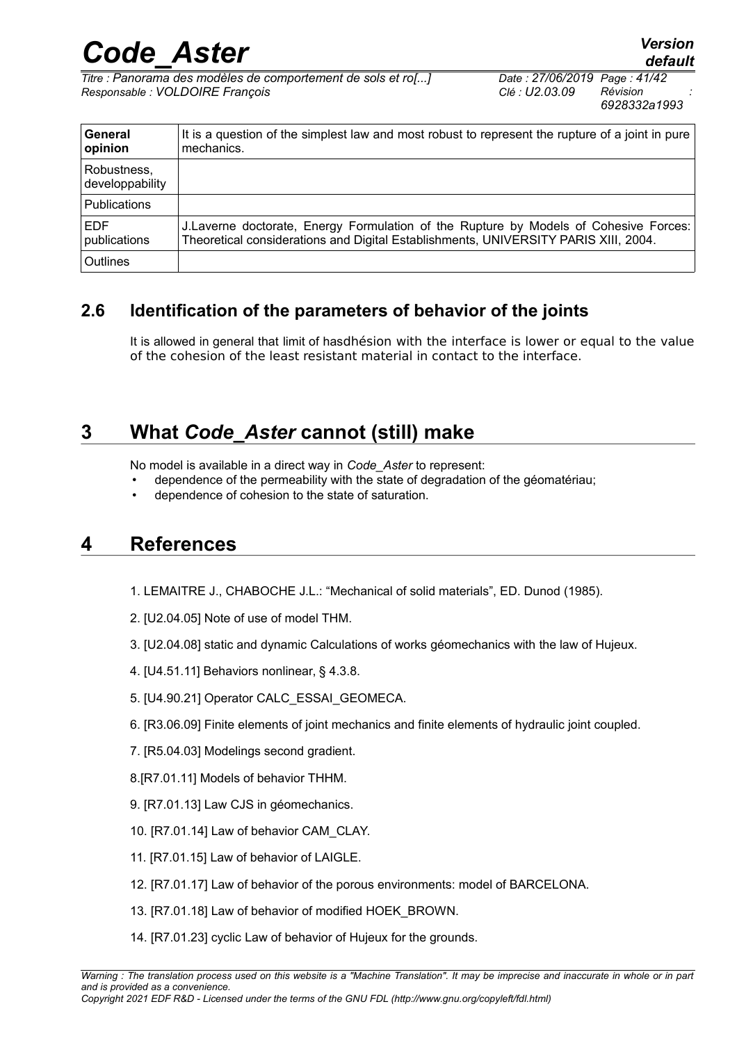| General opinion | It is a question of the simplest law and most robust to represent the rupture of a joint in pure mechanics. |
|---|---|
| Robustness, developpability | |
| Publications | |
| EDF publications | J.Laverne doctorate, Energy Formulation of the Rupture by Models of Cohesive Forces: Theoretical considerations and Digital Establishments, UNIVERSITY PARIS XIII, 2004. |
| Outlines | |

## 2.6 Identification of the parameters of behavior of the joints

It is allowed in general that limit of hasdhésion with the interface is lower or equal to the value of the cohesion of the least resistant material in contact to the interface.

# 3 What *Code_Aster* cannot (still) make

No model is available in a direct way in *Code_Aster* to represent:

- dependence of the permeability with the state of degradation of the géomatériau;
- dependence of cohesion to the state of saturation.

# 4 References

1. LEMAITRE J., CHABOCHE J.L.: "Mechanical of solid materials", ED. Dunod (1985).
2. [U2.04.05] Note of use of model THM.
3. [U2.04.08] static and dynamic Calculations of works géomechanics with the law of Hujeux.
4. [U4.51.11] Behaviors nonlinear, § 4.3.8.
5. [U4.90.21] Operator CALC_ESSAI_GEOMECA.
6. [R3.06.09] Finite elements of joint mechanics and finite elements of hydraulic joint coupled.
7. [R5.04.03] Modelings second gradient.
8. [R7.01.11] Models of behavior THHM.
9. [R7.01.13] Law CJS in géomechanics.
10. [R7.01.14] Law of behavior CAM_CLAY.
11. [R7.01.15] Law of behavior of LAIGLE.
12. [R7.01.17] Law of behavior of the porous environments: model of BARCELONA.
13. [R7.01.18] Law of behavior of modified HOEK_BROWN.
14. [R7.01.23] cyclic Law of behavior of Hujeux for the grounds.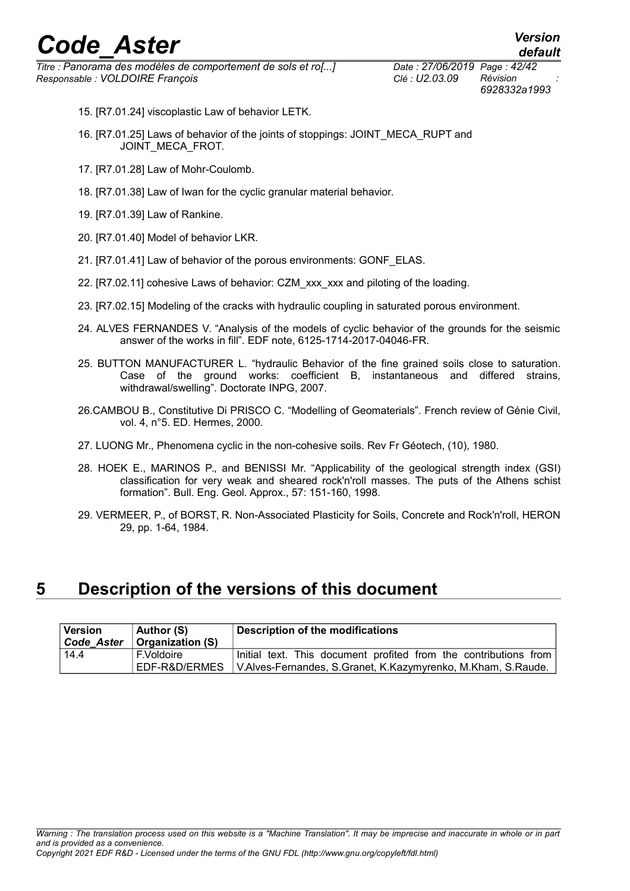15. [R7.01.24] viscoplastic Law of behavior LETK.
16. [R7.01.25] Laws of behavior of the joints of stoppings: JOINT_MECA_RUPT and JOINT_MECA_FROT.
17. [R7.01.28] Law of Mohr-Coulomb.
18. [R7.01.38] Law of Iwan for the cyclic granular material behavior.
19. [R7.01.39] Law of Rankine.
20. [R7.01.40] Model of behavior LKR.
21. [R7.01.41] Law of behavior of the porous environments: GONF_ELAS.
22. [R7.02.11] cohesive Laws of behavior: CZM_xxx_xxx and piloting of the loading.
23. [R7.02.15] Modeling of the cracks with hydraulic coupling in saturated porous environment.
24. ALVES FERNANDES V. "Analysis of the models of cyclic behavior of the grounds for the seismic answer of the works in fill". EDF note, 6125-1714-2017-04046-FR.
25. BUTTON MANUFACTURER L. "hydraulic Behavior of the fine grained soils close to saturation. Case of the ground works: coefficient B, instantaneous and differed strains, withdrawal/swelling". Doctorate INPG, 2007.
26. CAMBOU B., Constitutive Di PRISCO C. "Modelling of Geomaterials". French review of Génie Civil, vol. 4, n°5. ED. Hermes, 2000.
27. LUONG Mr., Phenomena cyclic in the non-cohesive soils. Rev Fr Géotech, (10), 1980.
28. HOEK E., MARINOS P., and BENISSI Mr. "Applicability of the geological strength index (GSI) classification for very weak and sheared rock'n'roll masses. The puts of the Athens schist formation". Bull. Eng. Geol. Approx., 57: 151-160, 1998.
29. VERMEER, P., of BORST, R. Non-Associated Plasticity for Soils, Concrete and Rock'n'roll, HERON 29, pp. 1-64, 1984.

# 5 Description of the versions of this document

| Version *Code_Aster* | Author (S) Organization (S) | Description of the modifications |
|---|---|---|
| 14.4 | F.Voldoire EDF-R&D/ERMES | Initial text. This document profited from the contributions from V.Alves-Fernandes, S.Granet, K.Kazymyrenko, M.Kham, S.Raude. |